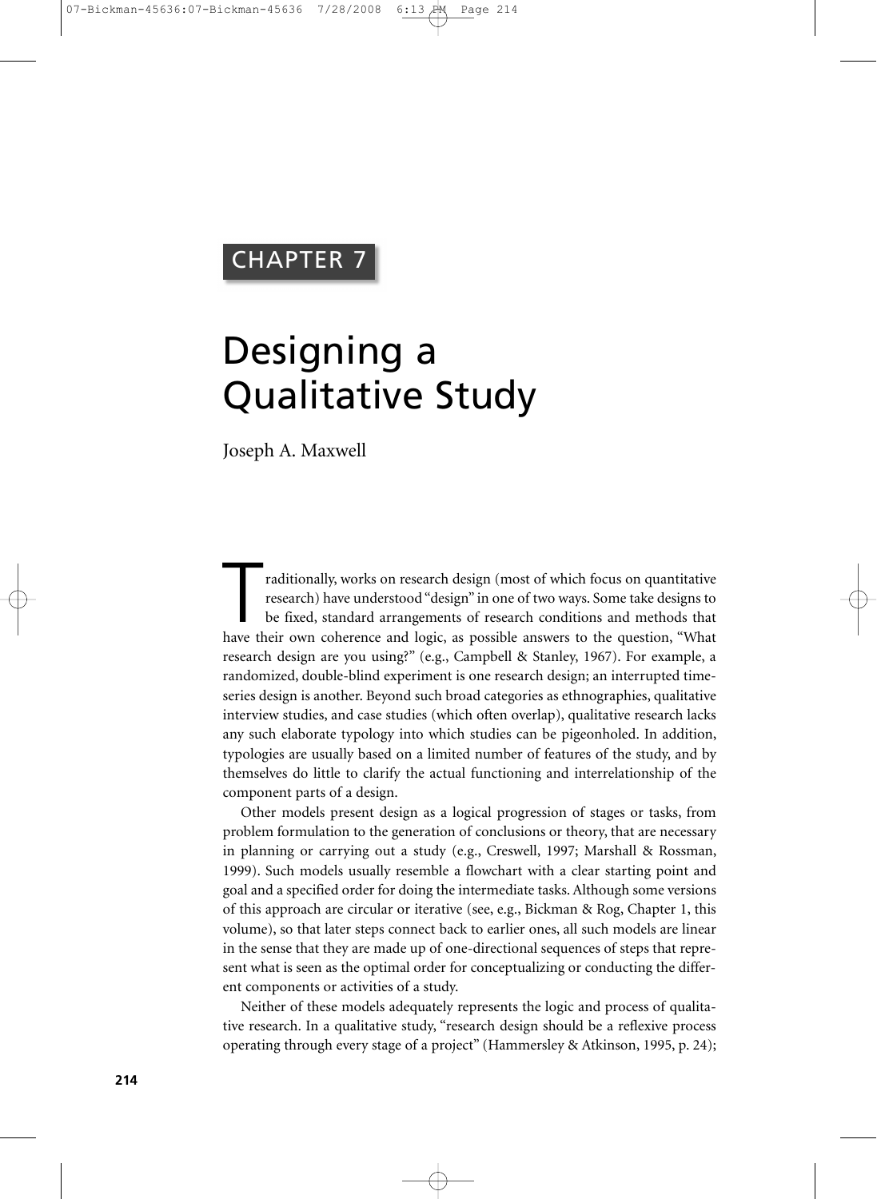CHAPTER 7

# Designing a Qualitative Study

Joseph A. Maxwell

Traditionally, works on research design (most of which focus on quantitative research) have understood "design" in one of two ways. Some take designs to be fixed, standard arrangements of research conditions and methods that have their own coherence and logic, as possible answers to the question, "What research design are you using?" (e.g., Campbell & Stanley, 1967). For example, a randomized, double-blind experiment is one research design; an interrupted time-series design is another. Beyond such broad categories as ethnographies, qualitative interview studies, and case studies (which often overlap), qualitative research lacks any such elaborate typology into which studies can be pigeonholed. In addition, typologies are usually based on a limited number of features of the study, and by themselves do little to clarify the actual functioning and interrelationship of the component parts of a design.

Other models present design as a logical progression of stages or tasks, from problem formulation to the generation of conclusions or theory, that are necessary in planning or carrying out a study (e.g., Creswell, 1997; Marshall & Rossman, 1999). Such models usually resemble a flowchart with a clear starting point and goal and a specified order for doing the intermediate tasks. Although some versions of this approach are circular or iterative (see, e.g., Bickman & Rog, Chapter 1, this volume), so that later steps connect back to earlier ones, all such models are linear in the sense that they are made up of one-directional sequences of steps that represent what is seen as the optimal order for conceptualizing or conducting the different components or activities of a study.

Neither of these models adequately represents the logic and process of qualitative research. In a qualitative study, "research design should be a reflexive process operating through every stage of a project" (Hammersley & Atkinson, 1995, p. 24);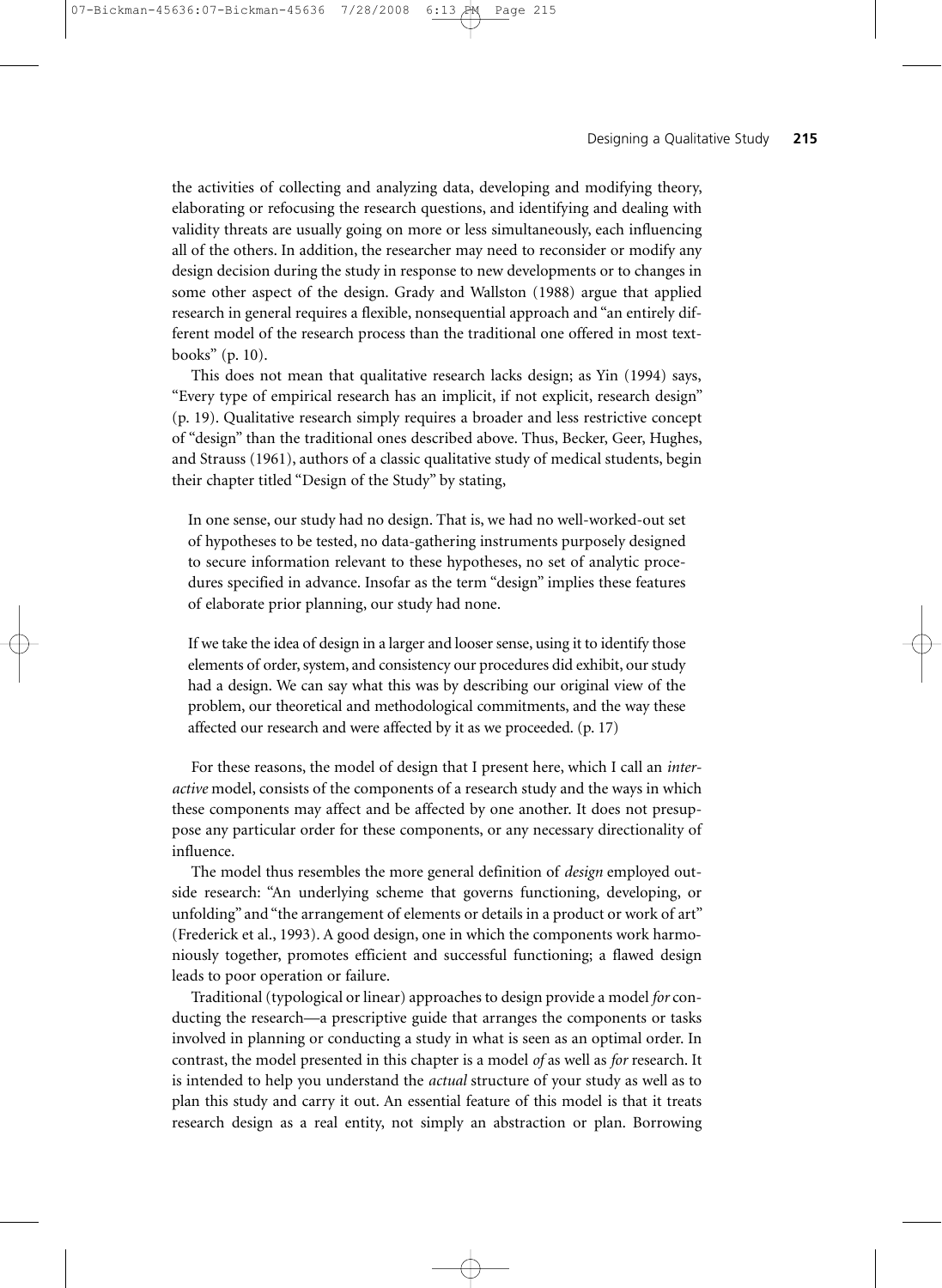the activities of collecting and analyzing data, developing and modifying theory, elaborating or refocusing the research questions, and identifying and dealing with validity threats are usually going on more or less simultaneously, each influencing all of the others. In addition, the researcher may need to reconsider or modify any design decision during the study in response to new developments or to changes in some other aspect of the design. Grady and Wallston (1988) argue that applied research in general requires a flexible, nonsequential approach and "an entirely different model of the research process than the traditional one offered in most textbooks" (p. 10).

This does not mean that qualitative research lacks design; as Yin (1994) says, "Every type of empirical research has an implicit, if not explicit, research design" (p. 19). Qualitative research simply requires a broader and less restrictive concept of "design" than the traditional ones described above. Thus, Becker, Geer, Hughes, and Strauss (1961), authors of a classic qualitative study of medical students, begin their chapter titled "Design of the Study" by stating,

> In one sense, our study had no design. That is, we had no well-worked-out set of hypotheses to be tested, no data-gathering instruments purposely designed to secure information relevant to these hypotheses, no set of analytic procedures specified in advance. Insofar as the term "design" implies these features of elaborate prior planning, our study had none.
>
> If we take the idea of design in a larger and looser sense, using it to identify those elements of order, system, and consistency our procedures did exhibit, our study had a design. We can say what this was by describing our original view of the problem, our theoretical and methodological commitments, and the way these affected our research and were affected by it as we proceeded. (p. 17)

For these reasons, the model of design that I present here, which I call an *interactive* model, consists of the components of a research study and the ways in which these components may affect and be affected by one another. It does not presuppose any particular order for these components, or any necessary directionality of influence.

The model thus resembles the more general definition of *design* employed outside research: "An underlying scheme that governs functioning, developing, or unfolding" and "the arrangement of elements or details in a product or work of art" (Frederick et al., 1993). A good design, one in which the components work harmoniously together, promotes efficient and successful functioning; a flawed design leads to poor operation or failure.

Traditional (typological or linear) approaches to design provide a model *for* conducting the research—a prescriptive guide that arranges the components or tasks involved in planning or conducting a study in what is seen as an optimal order. In contrast, the model presented in this chapter is a model *of* as well as *for* research. It is intended to help you understand the *actual* structure of your study as well as to plan this study and carry it out. An essential feature of this model is that it treats research design as a real entity, not simply an abstraction or plan. Borrowing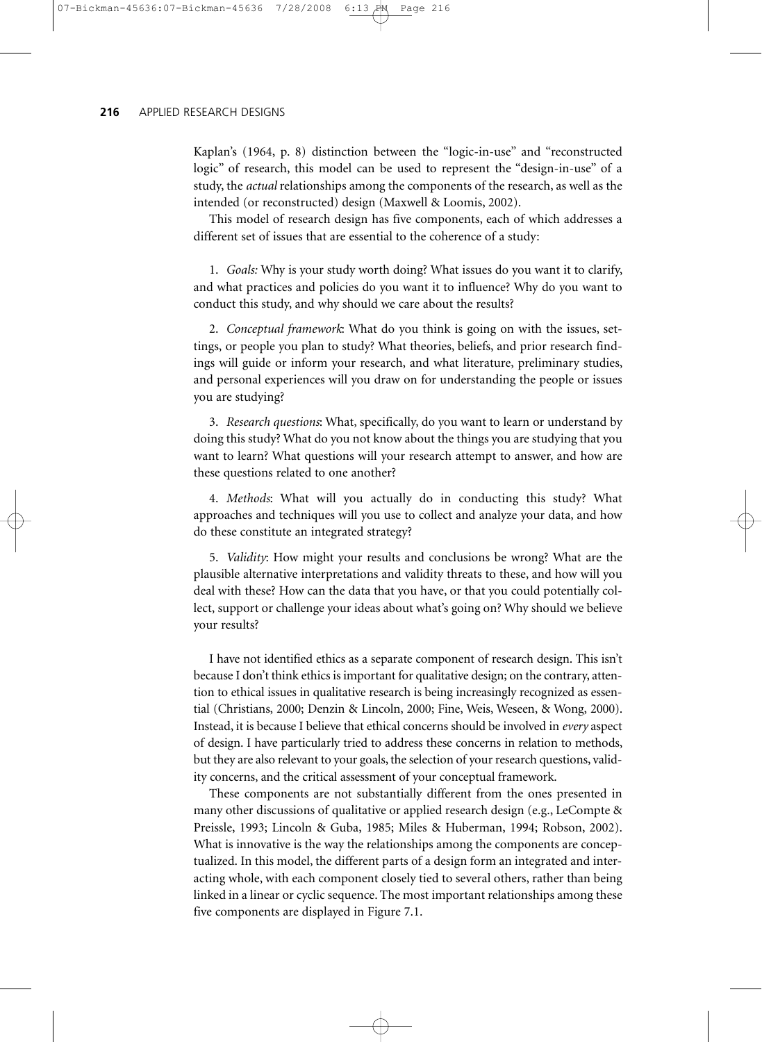Kaplan's (1964, p. 8) distinction between the "logic-in-use" and "reconstructed logic" of research, this model can be used to represent the "design-in-use" of a study, the *actual* relationships among the components of the research, as well as the intended (or reconstructed) design (Maxwell & Loomis, 2002).

This model of research design has five components, each of which addresses a different set of issues that are essential to the coherence of a study:

1. *Goals:* Why is your study worth doing? What issues do you want it to clarify, and what practices and policies do you want it to influence? Why do you want to conduct this study, and why should we care about the results?

2. *Conceptual framework*: What do you think is going on with the issues, settings, or people you plan to study? What theories, beliefs, and prior research findings will guide or inform your research, and what literature, preliminary studies, and personal experiences will you draw on for understanding the people or issues you are studying?

3. *Research questions*: What, specifically, do you want to learn or understand by doing this study? What do you not know about the things you are studying that you want to learn? What questions will your research attempt to answer, and how are these questions related to one another?

4. *Methods*: What will you actually do in conducting this study? What approaches and techniques will you use to collect and analyze your data, and how do these constitute an integrated strategy?

5. *Validity*: How might your results and conclusions be wrong? What are the plausible alternative interpretations and validity threats to these, and how will you deal with these? How can the data that you have, or that you could potentially collect, support or challenge your ideas about what's going on? Why should we believe your results?

I have not identified ethics as a separate component of research design. This isn't because I don't think ethics is important for qualitative design; on the contrary, attention to ethical issues in qualitative research is being increasingly recognized as essential (Christians, 2000; Denzin & Lincoln, 2000; Fine, Weis, Weseen, & Wong, 2000). Instead, it is because I believe that ethical concerns should be involved in *every* aspect of design. I have particularly tried to address these concerns in relation to methods, but they are also relevant to your goals, the selection of your research questions, validity concerns, and the critical assessment of your conceptual framework.

These components are not substantially different from the ones presented in many other discussions of qualitative or applied research design (e.g., LeCompte & Preissle, 1993; Lincoln & Guba, 1985; Miles & Huberman, 1994; Robson, 2002). What is innovative is the way the relationships among the components are conceptualized. In this model, the different parts of a design form an integrated and interacting whole, with each component closely tied to several others, rather than being linked in a linear or cyclic sequence. The most important relationships among these five components are displayed in Figure 7.1.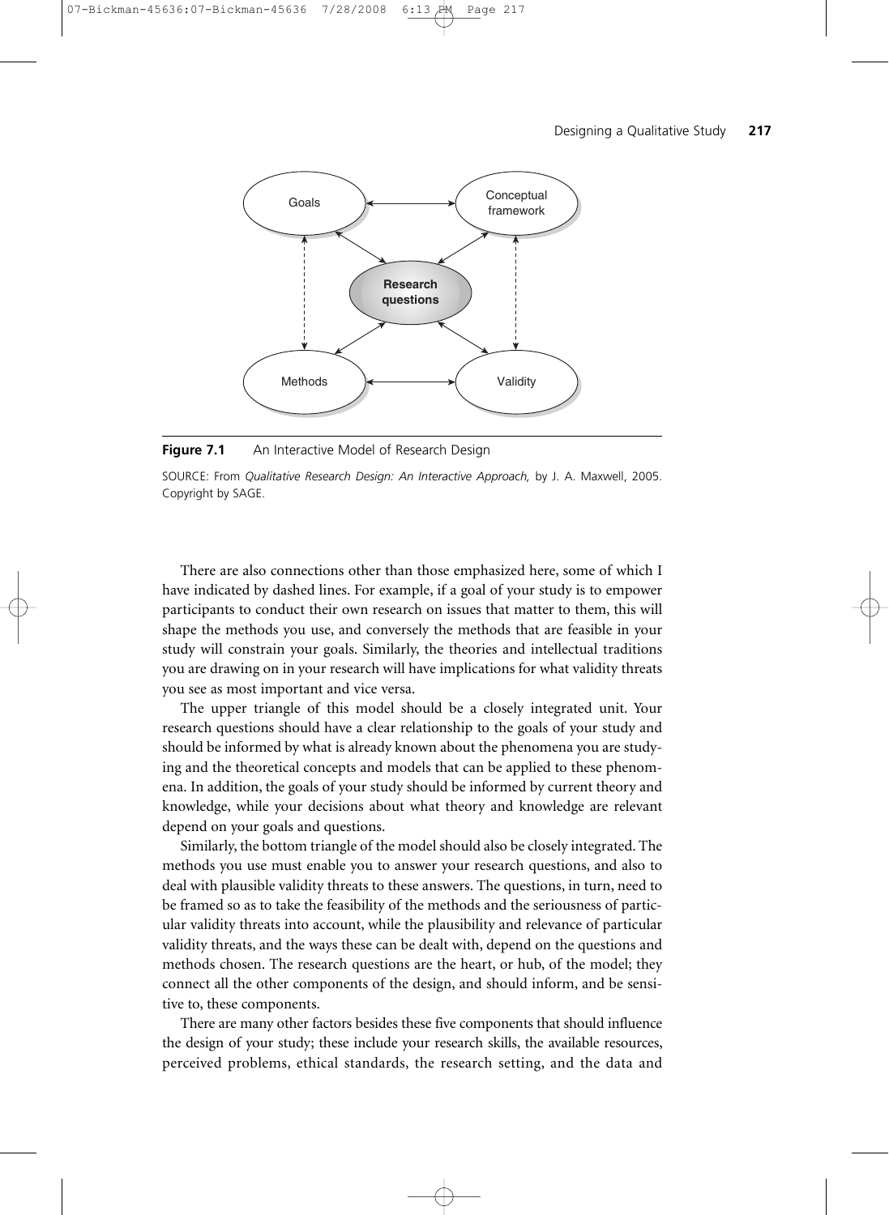Goals

Conceptual framework

Research questions

Methods

Validity

**Figure 7.1** An Interactive Model of Research Design

SOURCE: From *Qualitative Research Design: An Interactive Approach,* by J. A. Maxwell, 2005. Copyright by SAGE.

There are also connections other than those emphasized here, some of which I have indicated by dashed lines. For example, if a goal of your study is to empower participants to conduct their own research on issues that matter to them, this will shape the methods you use, and conversely the methods that are feasible in your study will constrain your goals. Similarly, the theories and intellectual traditions you are drawing on in your research will have implications for what validity threats you see as most important and vice versa.

The upper triangle of this model should be a closely integrated unit. Your research questions should have a clear relationship to the goals of your study and should be informed by what is already known about the phenomena you are studying and the theoretical concepts and models that can be applied to these phenomena. In addition, the goals of your study should be informed by current theory and knowledge, while your decisions about what theory and knowledge are relevant depend on your goals and questions.

Similarly, the bottom triangle of the model should also be closely integrated. The methods you use must enable you to answer your research questions, and also to deal with plausible validity threats to these answers. The questions, in turn, need to be framed so as to take the feasibility of the methods and the seriousness of particular validity threats into account, while the plausibility and relevance of particular validity threats, and the ways these can be dealt with, depend on the questions and methods chosen. The research questions are the heart, or hub, of the model; they connect all the other components of the design, and should inform, and be sensitive to, these components.

There are many other factors besides these five components that should influence the design of your study; these include your research skills, the available resources, perceived problems, ethical standards, the research setting, and the data and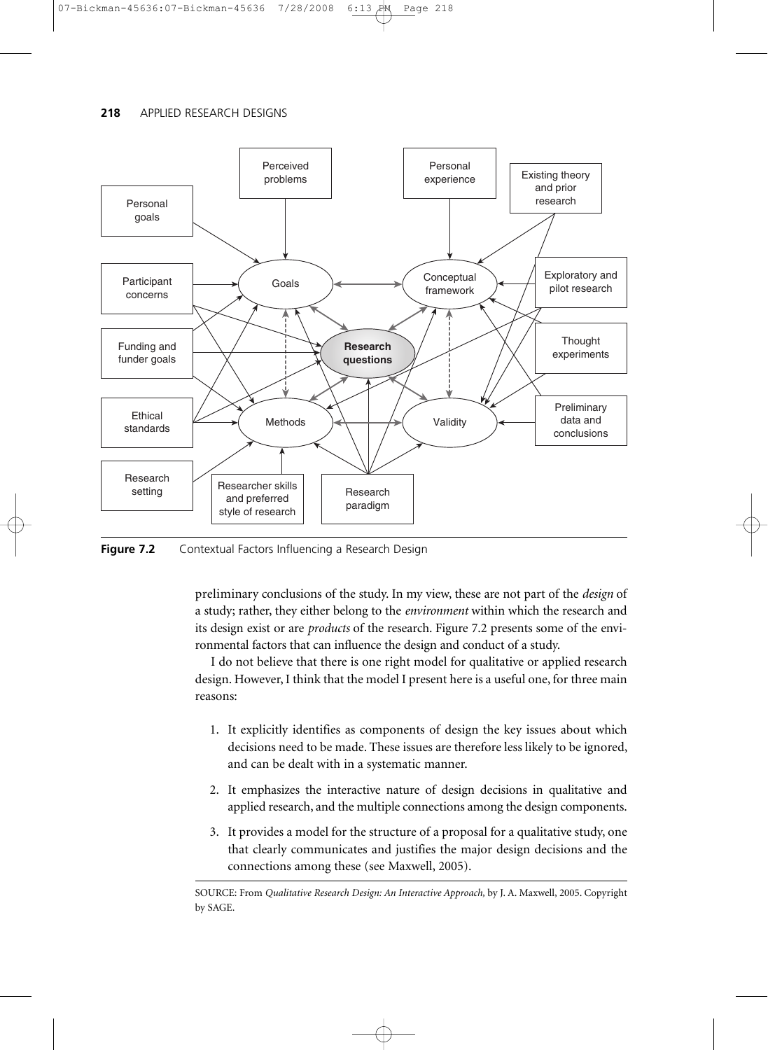**Figure 7.2** Contextual Factors Influencing a Research Design

SOURCE: From *Qualitative Research Design: An Interactive Approach*, by J. A. Maxwell, 2005. Copyright by SAGE.

preliminary conclusions of the study. In my view, these are not part of the *design* of a study; rather, they either belong to the *environment* within which the research and its design exist or are *products* of the research. Figure 7.2 presents some of the environmental factors that can influence the design and conduct of a study.

I do not believe that there is one right model for qualitative or applied research design. However, I think that the model I present here is a useful one, for three main reasons:

1. It explicitly identifies as components of design the key issues about which decisions need to be made. These issues are therefore less likely to be ignored, and can be dealt with in a systematic manner.

2. It emphasizes the interactive nature of design decisions in qualitative and applied research, and the multiple connections among the design components.

3. It provides a model for the structure of a proposal for a qualitative study, one that clearly communicates and justifies the major design decisions and the connections among these (see Maxwell, 2005).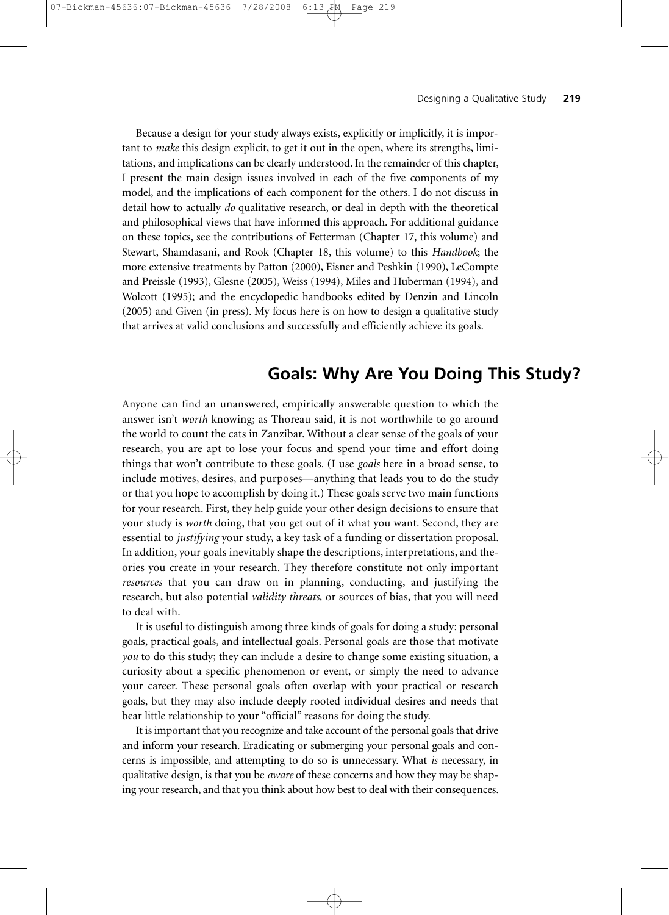Because a design for your study always exists, explicitly or implicitly, it is important to *make* this design explicit, to get it out in the open, where its strengths, limitations, and implications can be clearly understood. In the remainder of this chapter, I present the main design issues involved in each of the five components of my model, and the implications of each component for the others. I do not discuss in detail how to actually *do* qualitative research, or deal in depth with the theoretical and philosophical views that have informed this approach. For additional guidance on these topics, see the contributions of Fetterman (Chapter 17, this volume) and Stewart, Shamdasani, and Rook (Chapter 18, this volume) to this *Handbook*; the more extensive treatments by Patton (2000), Eisner and Peshkin (1990), LeCompte and Preissle (1993), Glesne (2005), Weiss (1994), Miles and Huberman (1994), and Wolcott (1995); and the encyclopedic handbooks edited by Denzin and Lincoln (2005) and Given (in press). My focus here is on how to design a qualitative study that arrives at valid conclusions and successfully and efficiently achieve its goals.

## Goals: Why Are You Doing This Study?

Anyone can find an unanswered, empirically answerable question to which the answer isn't *worth* knowing; as Thoreau said, it is not worthwhile to go around the world to count the cats in Zanzibar. Without a clear sense of the goals of your research, you are apt to lose your focus and spend your time and effort doing things that won't contribute to these goals. (I use *goals* here in a broad sense, to include motives, desires, and purposes—anything that leads you to do the study or that you hope to accomplish by doing it.) These goals serve two main functions for your research. First, they help guide your other design decisions to ensure that your study is *worth* doing, that you get out of it what you want. Second, they are essential to *justifying* your study, a key task of a funding or dissertation proposal. In addition, your goals inevitably shape the descriptions, interpretations, and theories you create in your research. They therefore constitute not only important *resources* that you can draw on in planning, conducting, and justifying the research, but also potential *validity threats,* or sources of bias, that you will need to deal with.

It is useful to distinguish among three kinds of goals for doing a study: personal goals, practical goals, and intellectual goals. Personal goals are those that motivate *you* to do this study; they can include a desire to change some existing situation, a curiosity about a specific phenomenon or event, or simply the need to advance your career. These personal goals often overlap with your practical or research goals, but they may also include deeply rooted individual desires and needs that bear little relationship to your "official" reasons for doing the study.

It is important that you recognize and take account of the personal goals that drive and inform your research. Eradicating or submerging your personal goals and concerns is impossible, and attempting to do so is unnecessary. What *is* necessary, in qualitative design, is that you be *aware* of these concerns and how they may be shaping your research, and that you think about how best to deal with their consequences.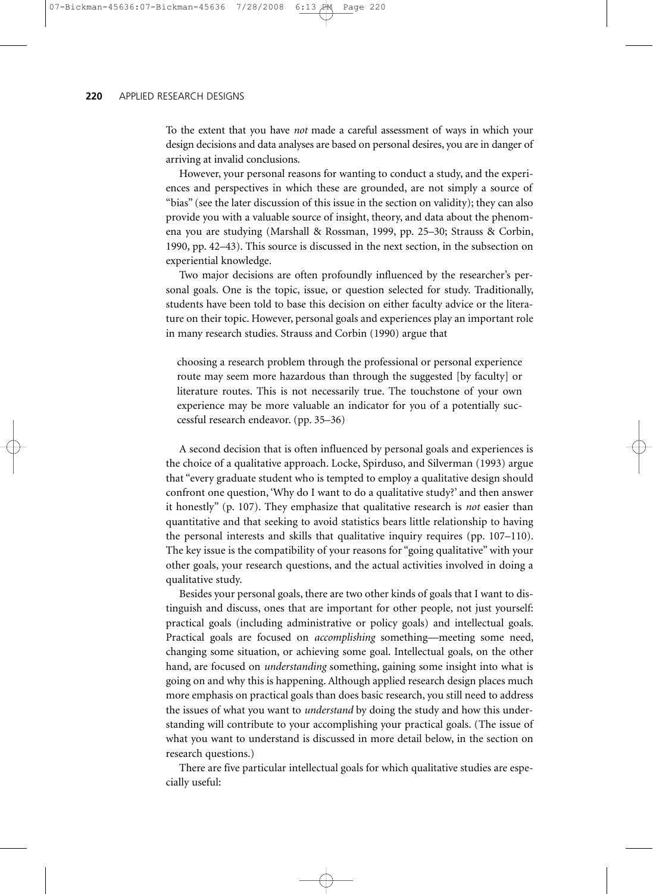To the extent that you have *not* made a careful assessment of ways in which your design decisions and data analyses are based on personal desires, you are in danger of arriving at invalid conclusions.

However, your personal reasons for wanting to conduct a study, and the experiences and perspectives in which these are grounded, are not simply a source of "bias" (see the later discussion of this issue in the section on validity); they can also provide you with a valuable source of insight, theory, and data about the phenomena you are studying (Marshall & Rossman, 1999, pp. 25–30; Strauss & Corbin, 1990, pp. 42–43). This source is discussed in the next section, in the subsection on experiential knowledge.

Two major decisions are often profoundly influenced by the researcher's personal goals. One is the topic, issue, or question selected for study. Traditionally, students have been told to base this decision on either faculty advice or the literature on their topic. However, personal goals and experiences play an important role in many research studies. Strauss and Corbin (1990) argue that

> choosing a research problem through the professional or personal experience route may seem more hazardous than through the suggested [by faculty] or literature routes. This is not necessarily true. The touchstone of your own experience may be more valuable an indicator for you of a potentially successful research endeavor. (pp. 35–36)

A second decision that is often influenced by personal goals and experiences is the choice of a qualitative approach. Locke, Spirduso, and Silverman (1993) argue that "every graduate student who is tempted to employ a qualitative design should confront one question, 'Why do I want to do a qualitative study?' and then answer it honestly" (p. 107). They emphasize that qualitative research is *not* easier than quantitative and that seeking to avoid statistics bears little relationship to having the personal interests and skills that qualitative inquiry requires (pp. 107–110). The key issue is the compatibility of your reasons for "going qualitative" with your other goals, your research questions, and the actual activities involved in doing a qualitative study.

Besides your personal goals, there are two other kinds of goals that I want to distinguish and discuss, ones that are important for other people, not just yourself: practical goals (including administrative or policy goals) and intellectual goals. Practical goals are focused on *accomplishing* something—meeting some need, changing some situation, or achieving some goal. Intellectual goals, on the other hand, are focused on *understanding* something, gaining some insight into what is going on and why this is happening. Although applied research design places much more emphasis on practical goals than does basic research, you still need to address the issues of what you want to *understand* by doing the study and how this understanding will contribute to your accomplishing your practical goals. (The issue of what you want to understand is discussed in more detail below, in the section on research questions.)

There are five particular intellectual goals for which qualitative studies are especially useful: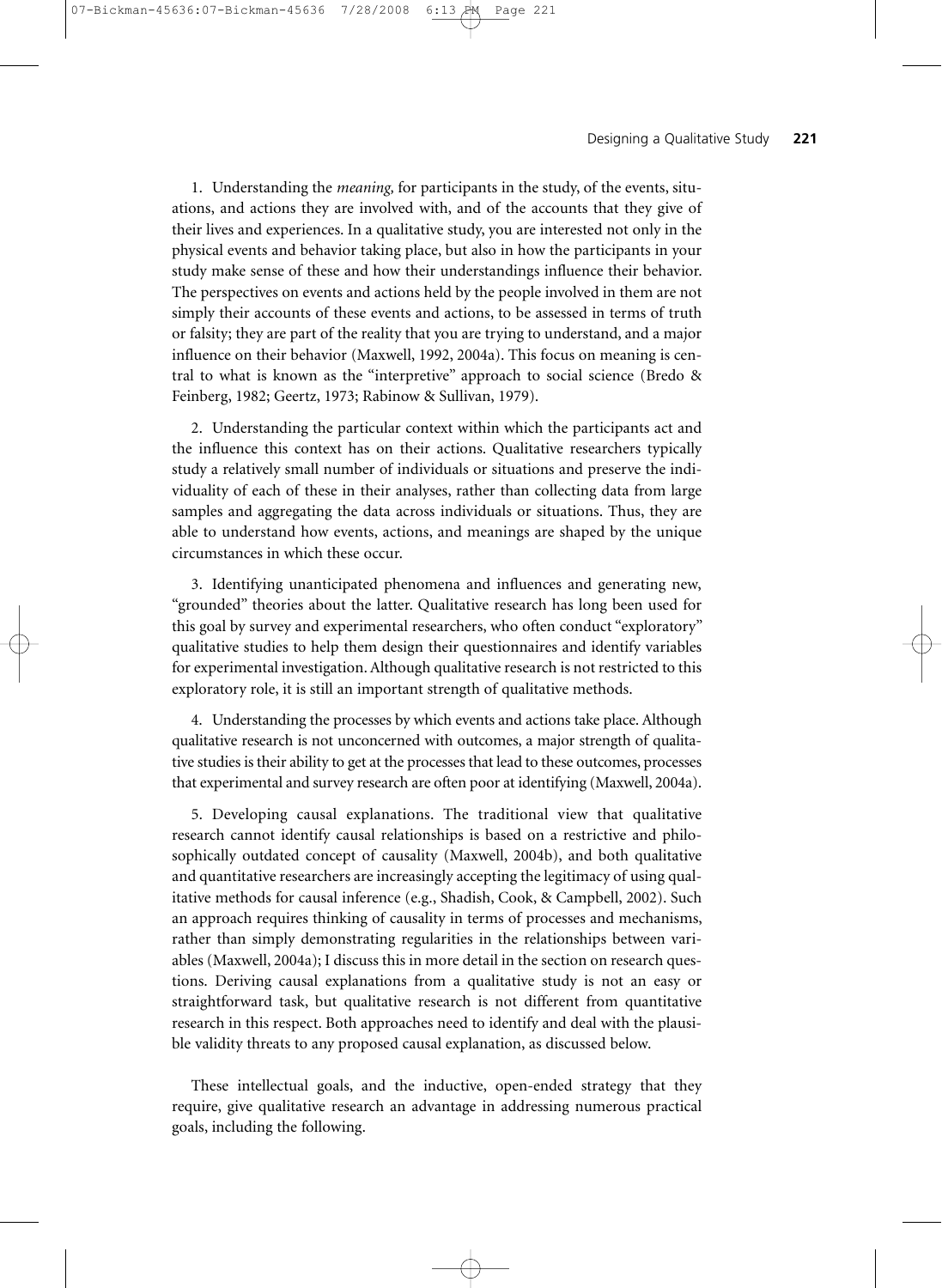1. Understanding the *meaning,* for participants in the study, of the events, situations, and actions they are involved with, and of the accounts that they give of their lives and experiences. In a qualitative study, you are interested not only in the physical events and behavior taking place, but also in how the participants in your study make sense of these and how their understandings influence their behavior. The perspectives on events and actions held by the people involved in them are not simply their accounts of these events and actions, to be assessed in terms of truth or falsity; they are part of the reality that you are trying to understand, and a major influence on their behavior (Maxwell, 1992, 2004a). This focus on meaning is central to what is known as the "interpretive" approach to social science (Bredo & Feinberg, 1982; Geertz, 1973; Rabinow & Sullivan, 1979).

2. Understanding the particular context within which the participants act and the influence this context has on their actions. Qualitative researchers typically study a relatively small number of individuals or situations and preserve the individuality of each of these in their analyses, rather than collecting data from large samples and aggregating the data across individuals or situations. Thus, they are able to understand how events, actions, and meanings are shaped by the unique circumstances in which these occur.

3. Identifying unanticipated phenomena and influences and generating new, "grounded" theories about the latter. Qualitative research has long been used for this goal by survey and experimental researchers, who often conduct "exploratory" qualitative studies to help them design their questionnaires and identify variables for experimental investigation. Although qualitative research is not restricted to this exploratory role, it is still an important strength of qualitative methods.

4. Understanding the processes by which events and actions take place. Although qualitative research is not unconcerned with outcomes, a major strength of qualitative studies is their ability to get at the processes that lead to these outcomes, processes that experimental and survey research are often poor at identifying (Maxwell, 2004a).

5. Developing causal explanations. The traditional view that qualitative research cannot identify causal relationships is based on a restrictive and philosophically outdated concept of causality (Maxwell, 2004b), and both qualitative and quantitative researchers are increasingly accepting the legitimacy of using qualitative methods for causal inference (e.g., Shadish, Cook, & Campbell, 2002). Such an approach requires thinking of causality in terms of processes and mechanisms, rather than simply demonstrating regularities in the relationships between variables (Maxwell, 2004a); I discuss this in more detail in the section on research questions. Deriving causal explanations from a qualitative study is not an easy or straightforward task, but qualitative research is not different from quantitative research in this respect. Both approaches need to identify and deal with the plausible validity threats to any proposed causal explanation, as discussed below.

These intellectual goals, and the inductive, open-ended strategy that they require, give qualitative research an advantage in addressing numerous practical goals, including the following.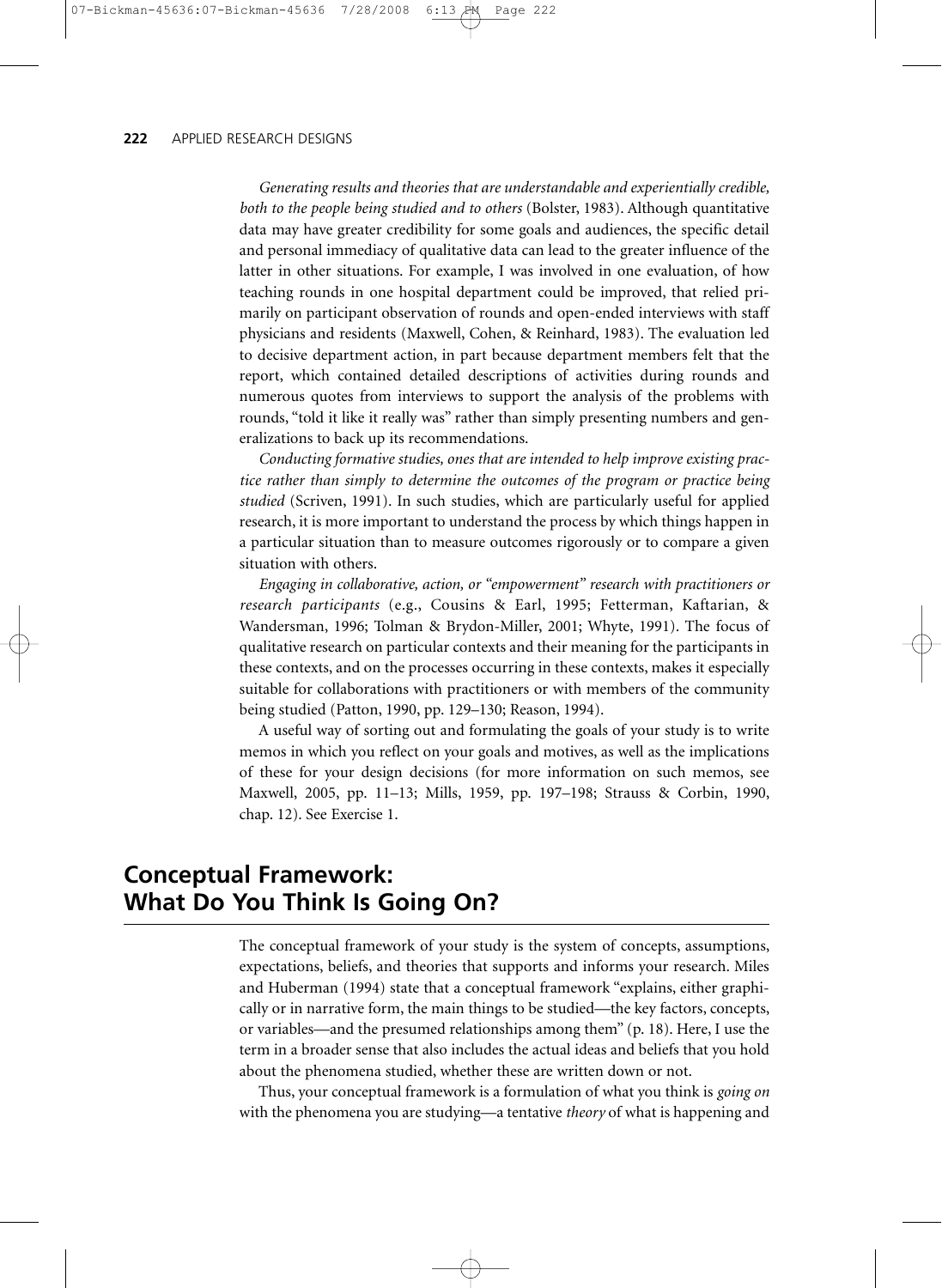*Generating results and theories that are understandable and experientially credible, both to the people being studied and to others* (Bolster, 1983). Although quantitative data may have greater credibility for some goals and audiences, the specific detail and personal immediacy of qualitative data can lead to the greater influence of the latter in other situations. For example, I was involved in one evaluation, of how teaching rounds in one hospital department could be improved, that relied primarily on participant observation of rounds and open-ended interviews with staff physicians and residents (Maxwell, Cohen, & Reinhard, 1983). The evaluation led to decisive department action, in part because department members felt that the report, which contained detailed descriptions of activities during rounds and numerous quotes from interviews to support the analysis of the problems with rounds, "told it like it really was" rather than simply presenting numbers and generalizations to back up its recommendations.

*Conducting formative studies, ones that are intended to help improve existing practice rather than simply to determine the outcomes of the program or practice being studied* (Scriven, 1991). In such studies, which are particularly useful for applied research, it is more important to understand the process by which things happen in a particular situation than to measure outcomes rigorously or to compare a given situation with others.

*Engaging in collaborative, action, or "empowerment" research with practitioners or research participants* (e.g., Cousins & Earl, 1995; Fetterman, Kaftarian, & Wandersman, 1996; Tolman & Brydon-Miller, 2001; Whyte, 1991). The focus of qualitative research on particular contexts and their meaning for the participants in these contexts, and on the processes occurring in these contexts, makes it especially suitable for collaborations with practitioners or with members of the community being studied (Patton, 1990, pp. 129–130; Reason, 1994).

A useful way of sorting out and formulating the goals of your study is to write memos in which you reflect on your goals and motives, as well as the implications of these for your design decisions (for more information on such memos, see Maxwell, 2005, pp. 11–13; Mills, 1959, pp. 197–198; Strauss & Corbin, 1990, chap. 12). See Exercise 1.

## Conceptual Framework: What Do You Think Is Going On?

The conceptual framework of your study is the system of concepts, assumptions, expectations, beliefs, and theories that supports and informs your research. Miles and Huberman (1994) state that a conceptual framework "explains, either graphically or in narrative form, the main things to be studied—the key factors, concepts, or variables—and the presumed relationships among them" (p. 18). Here, I use the term in a broader sense that also includes the actual ideas and beliefs that you hold about the phenomena studied, whether these are written down or not.

Thus, your conceptual framework is a formulation of what you think is *going on* with the phenomena you are studying—a tentative *theory* of what is happening and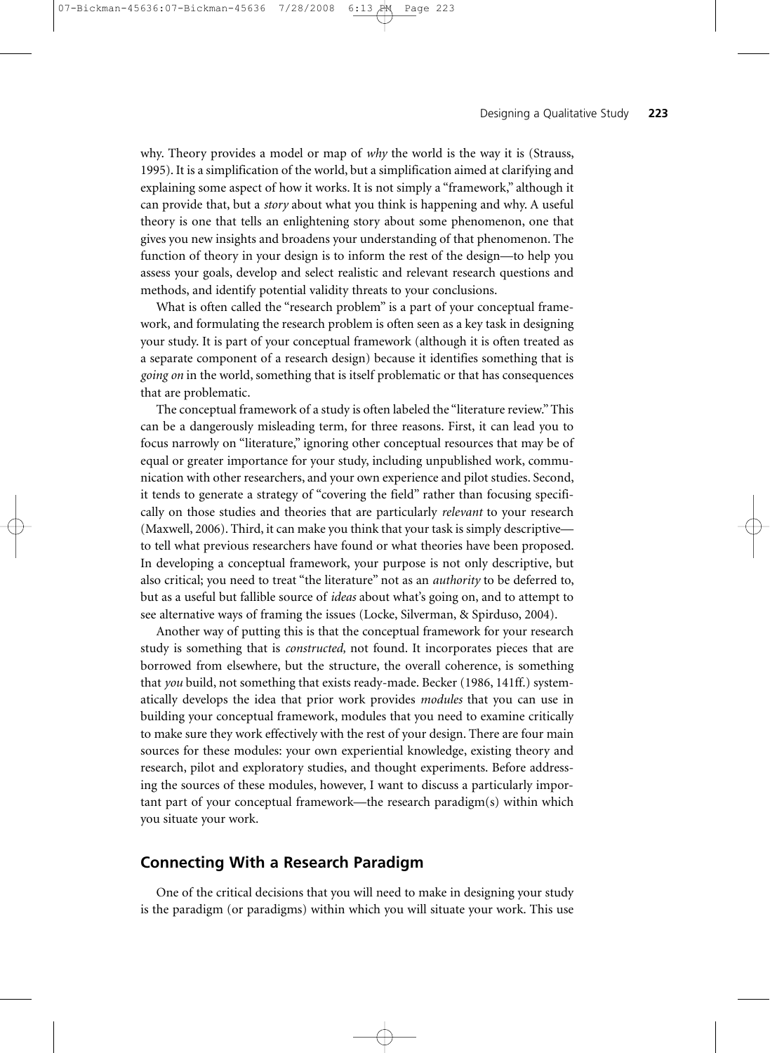why. Theory provides a model or map of *why* the world is the way it is (Strauss, 1995). It is a simplification of the world, but a simplification aimed at clarifying and explaining some aspect of how it works. It is not simply a "framework," although it can provide that, but a *story* about what you think is happening and why. A useful theory is one that tells an enlightening story about some phenomenon, one that gives you new insights and broadens your understanding of that phenomenon. The function of theory in your design is to inform the rest of the design—to help you assess your goals, develop and select realistic and relevant research questions and methods, and identify potential validity threats to your conclusions.

What is often called the "research problem" is a part of your conceptual framework, and formulating the research problem is often seen as a key task in designing your study. It is part of your conceptual framework (although it is often treated as a separate component of a research design) because it identifies something that is *going on* in the world, something that is itself problematic or that has consequences that are problematic.

The conceptual framework of a study is often labeled the "literature review." This can be a dangerously misleading term, for three reasons. First, it can lead you to focus narrowly on "literature," ignoring other conceptual resources that may be of equal or greater importance for your study, including unpublished work, communication with other researchers, and your own experience and pilot studies. Second, it tends to generate a strategy of "covering the field" rather than focusing specifically on those studies and theories that are particularly *relevant* to your research (Maxwell, 2006). Third, it can make you think that your task is simply descriptive—to tell what previous researchers have found or what theories have been proposed. In developing a conceptual framework, your purpose is not only descriptive, but also critical; you need to treat "the literature" not as an *authority* to be deferred to, but as a useful but fallible source of *ideas* about what's going on, and to attempt to see alternative ways of framing the issues (Locke, Silverman, & Spirduso, 2004).

Another way of putting this is that the conceptual framework for your research study is something that is *constructed,* not found. It incorporates pieces that are borrowed from elsewhere, but the structure, the overall coherence, is something that *you* build, not something that exists ready-made. Becker (1986, 141ff.) systematically develops the idea that prior work provides *modules* that you can use in building your conceptual framework, modules that you need to examine critically to make sure they work effectively with the rest of your design. There are four main sources for these modules: your own experiential knowledge, existing theory and research, pilot and exploratory studies, and thought experiments. Before addressing the sources of these modules, however, I want to discuss a particularly important part of your conceptual framework—the research paradigm(s) within which you situate your work.

## Connecting With a Research Paradigm

One of the critical decisions that you will need to make in designing your study is the paradigm (or paradigms) within which you will situate your work. This use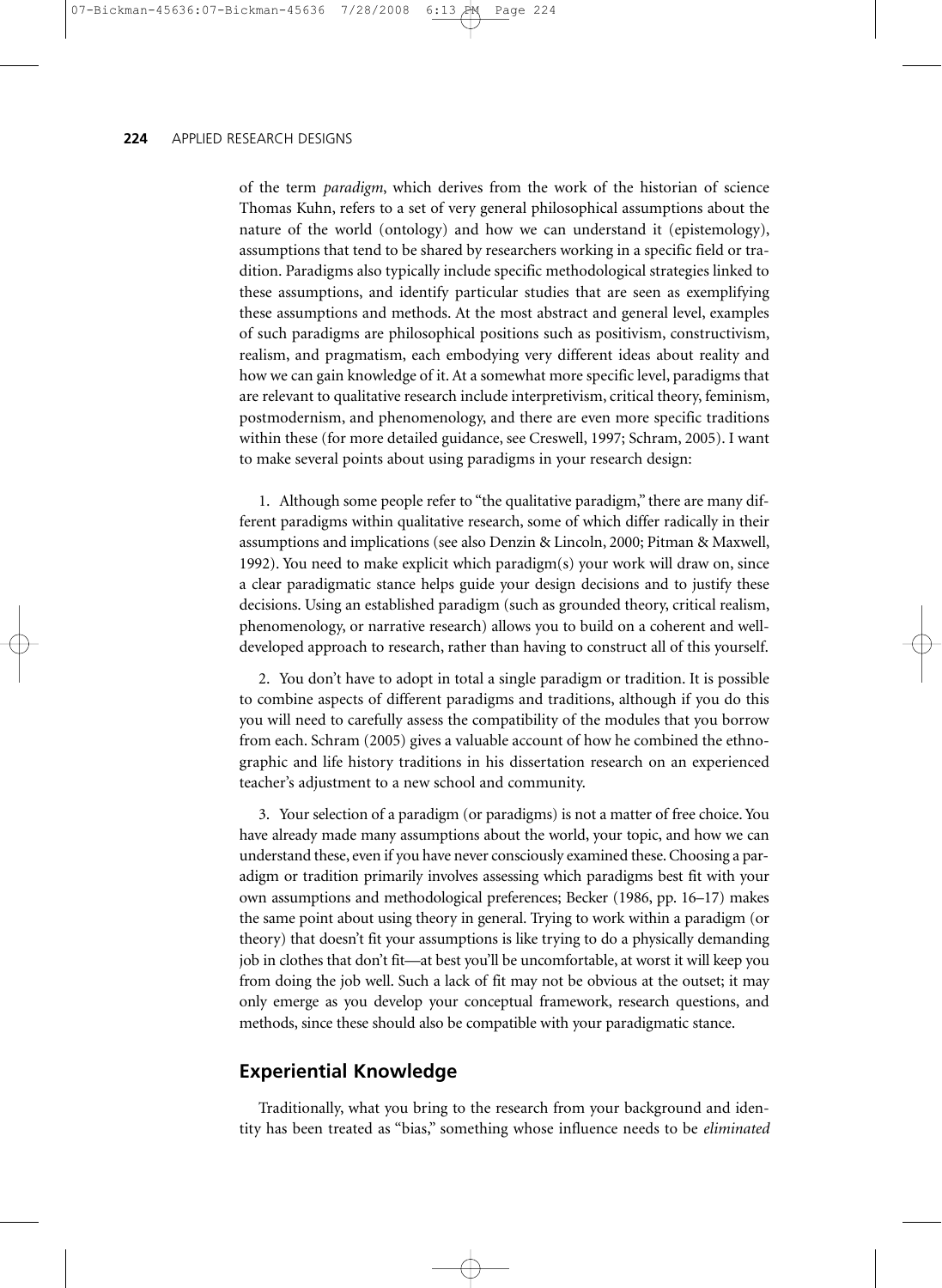of the term *paradigm*, which derives from the work of the historian of science Thomas Kuhn, refers to a set of very general philosophical assumptions about the nature of the world (ontology) and how we can understand it (epistemology), assumptions that tend to be shared by researchers working in a specific field or tradition. Paradigms also typically include specific methodological strategies linked to these assumptions, and identify particular studies that are seen as exemplifying these assumptions and methods. At the most abstract and general level, examples of such paradigms are philosophical positions such as positivism, constructivism, realism, and pragmatism, each embodying very different ideas about reality and how we can gain knowledge of it. At a somewhat more specific level, paradigms that are relevant to qualitative research include interpretivism, critical theory, feminism, postmodernism, and phenomenology, and there are even more specific traditions within these (for more detailed guidance, see Creswell, 1997; Schram, 2005). I want to make several points about using paradigms in your research design:

1. Although some people refer to "the qualitative paradigm," there are many different paradigms within qualitative research, some of which differ radically in their assumptions and implications (see also Denzin & Lincoln, 2000; Pitman & Maxwell, 1992). You need to make explicit which paradigm(s) your work will draw on, since a clear paradigmatic stance helps guide your design decisions and to justify these decisions. Using an established paradigm (such as grounded theory, critical realism, phenomenology, or narrative research) allows you to build on a coherent and well-developed approach to research, rather than having to construct all of this yourself.

2. You don't have to adopt in total a single paradigm or tradition. It is possible to combine aspects of different paradigms and traditions, although if you do this you will need to carefully assess the compatibility of the modules that you borrow from each. Schram (2005) gives a valuable account of how he combined the ethnographic and life history traditions in his dissertation research on an experienced teacher's adjustment to a new school and community.

3. Your selection of a paradigm (or paradigms) is not a matter of free choice. You have already made many assumptions about the world, your topic, and how we can understand these, even if you have never consciously examined these. Choosing a paradigm or tradition primarily involves assessing which paradigms best fit with your own assumptions and methodological preferences; Becker (1986, pp. 16–17) makes the same point about using theory in general. Trying to work within a paradigm (or theory) that doesn't fit your assumptions is like trying to do a physically demanding job in clothes that don't fit—at best you'll be uncomfortable, at worst it will keep you from doing the job well. Such a lack of fit may not be obvious at the outset; it may only emerge as you develop your conceptual framework, research questions, and methods, since these should also be compatible with your paradigmatic stance.

## Experiential Knowledge

Traditionally, what you bring to the research from your background and identity has been treated as "bias," something whose influence needs to be *eliminated*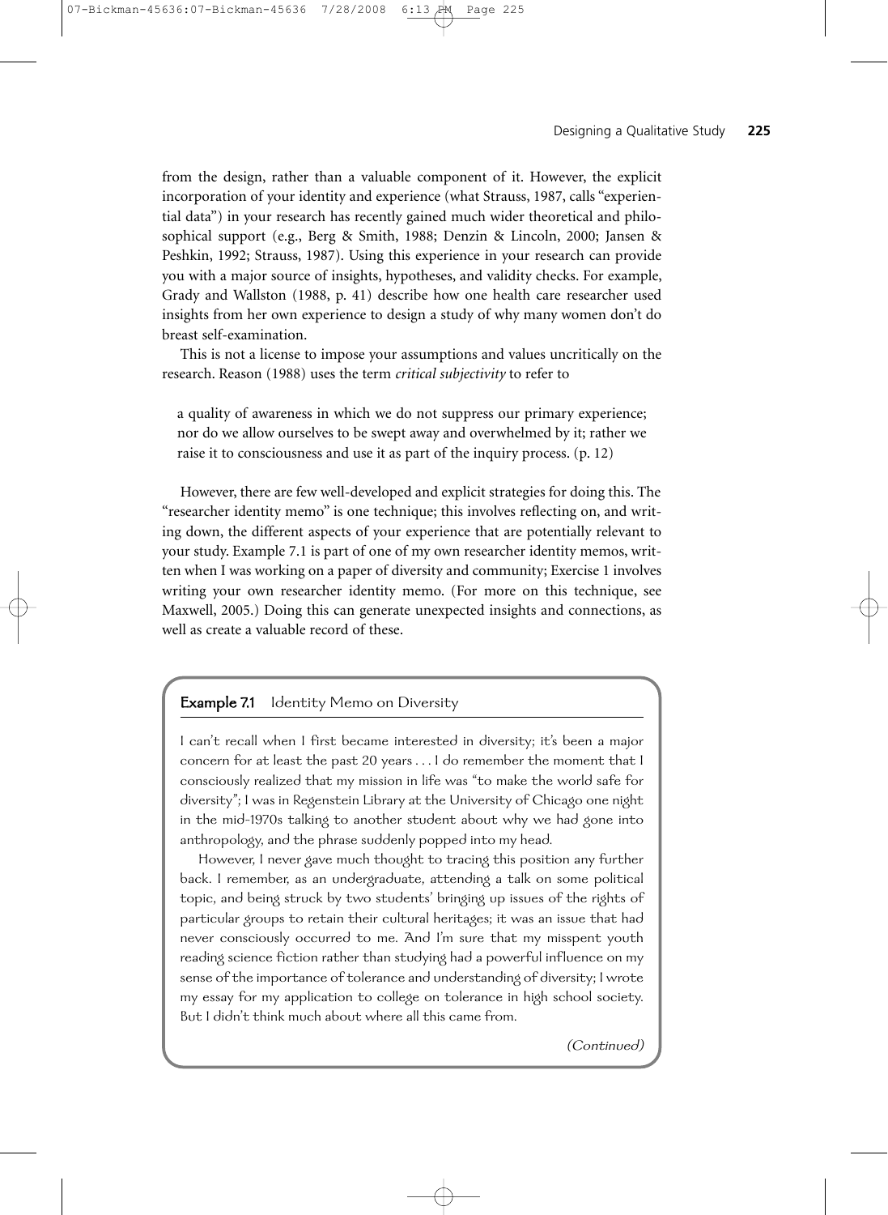from the design, rather than a valuable component of it. However, the explicit incorporation of your identity and experience (what Strauss, 1987, calls "experiential data") in your research has recently gained much wider theoretical and philosophical support (e.g., Berg & Smith, 1988; Denzin & Lincoln, 2000; Jansen & Peshkin, 1992; Strauss, 1987). Using this experience in your research can provide you with a major source of insights, hypotheses, and validity checks. For example, Grady and Wallston (1988, p. 41) describe how one health care researcher used insights from her own experience to design a study of why many women don't do breast self-examination.

This is not a license to impose your assumptions and values uncritically on the research. Reason (1988) uses the term *critical subjectivity* to refer to

> a quality of awareness in which we do not suppress our primary experience; nor do we allow ourselves to be swept away and overwhelmed by it; rather we raise it to consciousness and use it as part of the inquiry process. (p. 12)

However, there are few well-developed and explicit strategies for doing this. The "researcher identity memo" is one technique; this involves reflecting on, and writing down, the different aspects of your experience that are potentially relevant to your study. Example 7.1 is part of one of my own researcher identity memos, written when I was working on a paper of diversity and community; Exercise 1 involves writing your own researcher identity memo. (For more on this technique, see Maxwell, 2005.) Doing this can generate unexpected insights and connections, as well as create a valuable record of these.

**Example 7.1** Identity Memo on Diversity

I can't recall when I first became interested in diversity; it's been a major concern for at least the past 20 years . . . I do remember the moment that I consciously realized that my mission in life was "to make the world safe for diversity"; I was in Regenstein Library at the University of Chicago one night in the mid-1970s talking to another student about why we had gone into anthropology, and the phrase suddenly popped into my head.

However, I never gave much thought to tracing this position any further back. I remember, as an undergraduate, attending a talk on some political topic, and being struck by two students' bringing up issues of the rights of particular groups to retain their cultural heritages; it was an issue that had never consciously occurred to me. And I'm sure that my misspent youth reading science fiction rather than studying had a powerful influence on my sense of the importance of tolerance and understanding of diversity; I wrote my essay for my application to college on tolerance in high school society. But I didn't think much about where all this came from.

*(Continued)*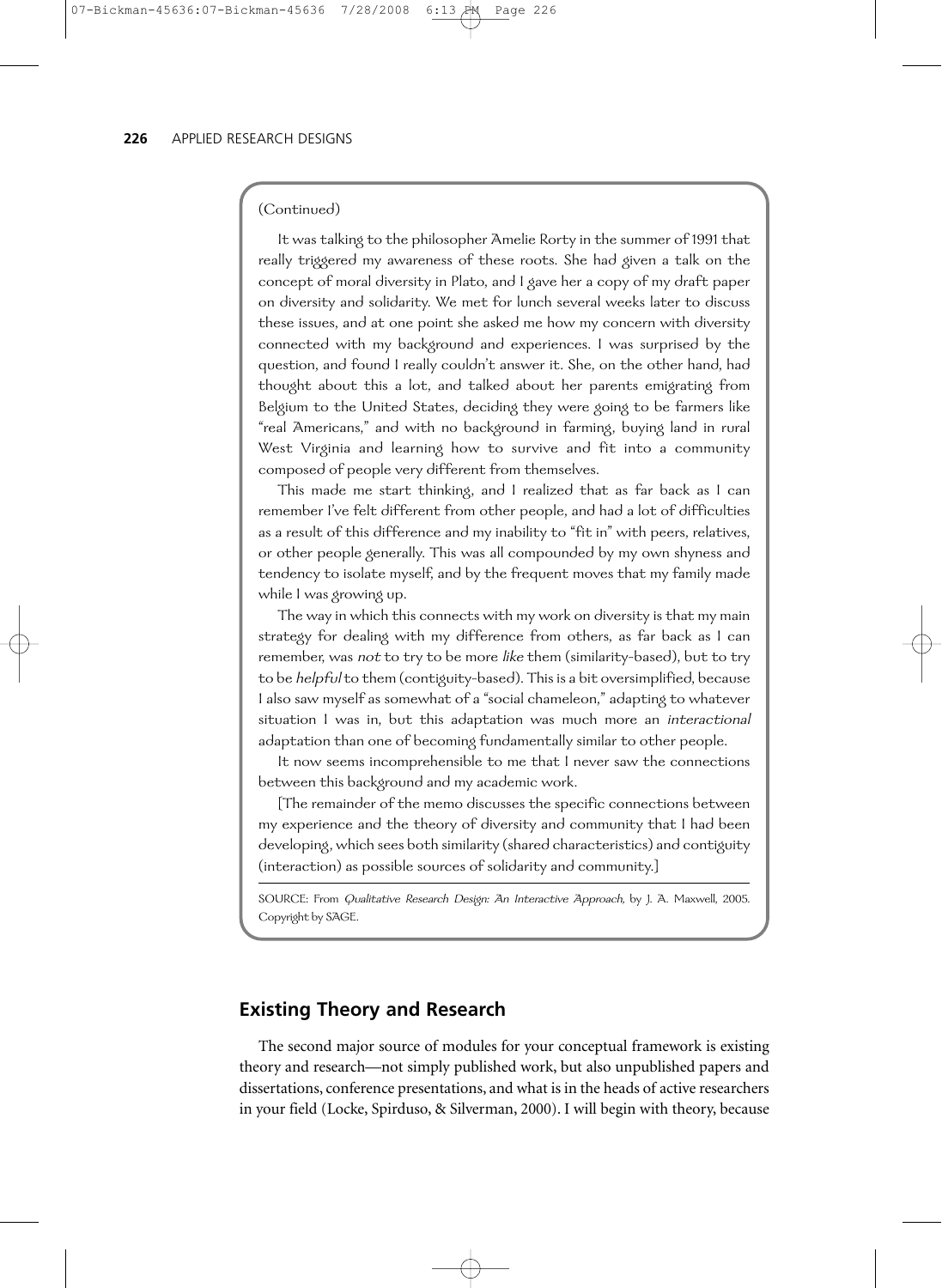(Continued)

It was talking to the philosopher Amelie Rorty in the summer of 1991 that really triggered my awareness of these roots. She had given a talk on the concept of moral diversity in Plato, and I gave her a copy of my draft paper on diversity and solidarity. We met for lunch several weeks later to discuss these issues, and at one point she asked me how my concern with diversity connected with my background and experiences. I was surprised by the question, and found I really couldn't answer it. She, on the other hand, had thought about this a lot, and talked about her parents emigrating from Belgium to the United States, deciding they were going to be farmers like "real Americans," and with no background in farming, buying land in rural West Virginia and learning how to survive and fit into a community composed of people very different from themselves.

This made me start thinking, and I realized that as far back as I can remember I've felt different from other people, and had a lot of difficulties as a result of this difference and my inability to "fit in" with peers, relatives, or other people generally. This was all compounded by my own shyness and tendency to isolate myself, and by the frequent moves that my family made while I was growing up.

The way in which this connects with my work on diversity is that my main strategy for dealing with my difference from others, as far back as I can remember, was *not* to try to be more *like* them (similarity-based), but to try to be *helpful* to them (contiguity-based). This is a bit oversimplified, because I also saw myself as somewhat of a "social chameleon," adapting to whatever situation I was in, but this adaptation was much more an *interactional* adaptation than one of becoming fundamentally similar to other people.

It now seems incomprehensible to me that I never saw the connections between this background and my academic work.

[The remainder of the memo discusses the specific connections between my experience and the theory of diversity and community that I had been developing, which sees both similarity (shared characteristics) and contiguity (interaction) as possible sources of solidarity and community.]

SOURCE: From *Qualitative Research Design: An Interactive Approach,* by J. A. Maxwell, 2005. Copyright by SAGE.

## Existing Theory and Research

The second major source of modules for your conceptual framework is existing theory and research—not simply published work, but also unpublished papers and dissertations, conference presentations, and what is in the heads of active researchers in your field (Locke, Spirduso, & Silverman, 2000). I will begin with theory, because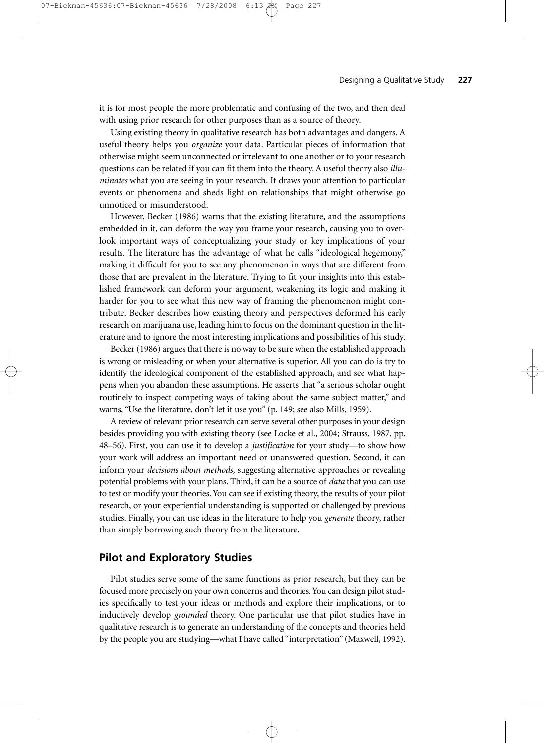it is for most people the more problematic and confusing of the two, and then deal with using prior research for other purposes than as a source of theory.

Using existing theory in qualitative research has both advantages and dangers. A useful theory helps you *organize* your data. Particular pieces of information that otherwise might seem unconnected or irrelevant to one another or to your research questions can be related if you can fit them into the theory. A useful theory also *illuminates* what you are seeing in your research. It draws your attention to particular events or phenomena and sheds light on relationships that might otherwise go unnoticed or misunderstood.

However, Becker (1986) warns that the existing literature, and the assumptions embedded in it, can deform the way you frame your research, causing you to overlook important ways of conceptualizing your study or key implications of your results. The literature has the advantage of what he calls "ideological hegemony," making it difficult for you to see any phenomenon in ways that are different from those that are prevalent in the literature. Trying to fit your insights into this established framework can deform your argument, weakening its logic and making it harder for you to see what this new way of framing the phenomenon might contribute. Becker describes how existing theory and perspectives deformed his early research on marijuana use, leading him to focus on the dominant question in the literature and to ignore the most interesting implications and possibilities of his study.

Becker (1986) argues that there is no way to be sure when the established approach is wrong or misleading or when your alternative is superior. All you can do is try to identify the ideological component of the established approach, and see what happens when you abandon these assumptions. He asserts that "a serious scholar ought routinely to inspect competing ways of taking about the same subject matter," and warns, "Use the literature, don't let it use you" (p. 149; see also Mills, 1959).

A review of relevant prior research can serve several other purposes in your design besides providing you with existing theory (see Locke et al., 2004; Strauss, 1987, pp. 48–56). First, you can use it to develop a *justification* for your study—to show how your work will address an important need or unanswered question. Second, it can inform your *decisions about methods,* suggesting alternative approaches or revealing potential problems with your plans. Third, it can be a source of *data* that you can use to test or modify your theories. You can see if existing theory, the results of your pilot research, or your experiential understanding is supported or challenged by previous studies. Finally, you can use ideas in the literature to help you *generate* theory, rather than simply borrowing such theory from the literature.

## Pilot and Exploratory Studies

Pilot studies serve some of the same functions as prior research, but they can be focused more precisely on your own concerns and theories. You can design pilot studies specifically to test your ideas or methods and explore their implications, or to inductively develop *grounded* theory. One particular use that pilot studies have in qualitative research is to generate an understanding of the concepts and theories held by the people you are studying—what I have called "interpretation" (Maxwell, 1992).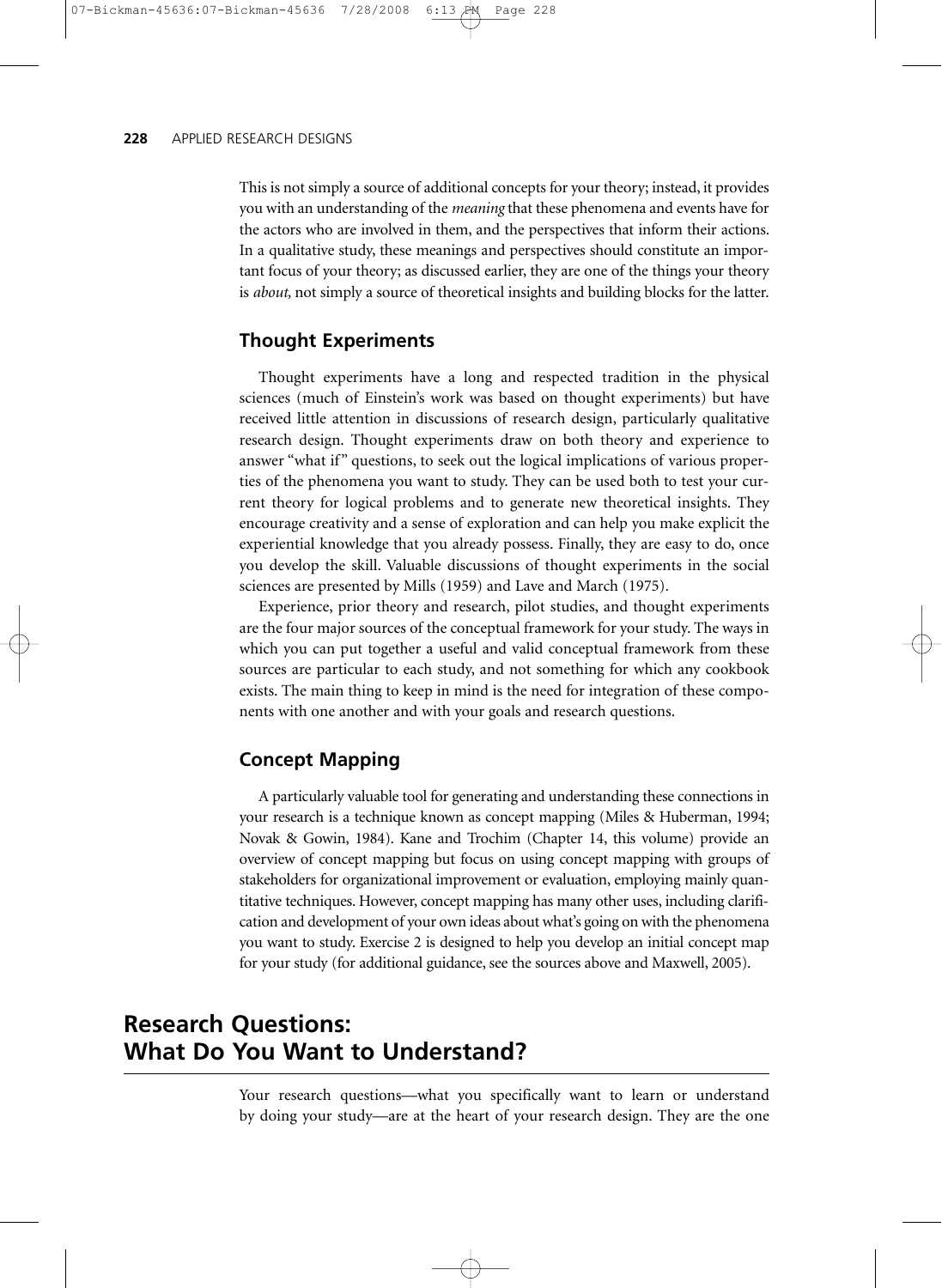This is not simply a source of additional concepts for your theory; instead, it provides you with an understanding of the *meaning* that these phenomena and events have for the actors who are involved in them, and the perspectives that inform their actions. In a qualitative study, these meanings and perspectives should constitute an important focus of your theory; as discussed earlier, they are one of the things your theory is *about,* not simply a source of theoretical insights and building blocks for the latter.

### Thought Experiments

Thought experiments have a long and respected tradition in the physical sciences (much of Einstein's work was based on thought experiments) but have received little attention in discussions of research design, particularly qualitative research design. Thought experiments draw on both theory and experience to answer "what if" questions, to seek out the logical implications of various properties of the phenomena you want to study. They can be used both to test your current theory for logical problems and to generate new theoretical insights. They encourage creativity and a sense of exploration and can help you make explicit the experiential knowledge that you already possess. Finally, they are easy to do, once you develop the skill. Valuable discussions of thought experiments in the social sciences are presented by Mills (1959) and Lave and March (1975).

Experience, prior theory and research, pilot studies, and thought experiments are the four major sources of the conceptual framework for your study. The ways in which you can put together a useful and valid conceptual framework from these sources are particular to each study, and not something for which any cookbook exists. The main thing to keep in mind is the need for integration of these components with one another and with your goals and research questions.

### Concept Mapping

A particularly valuable tool for generating and understanding these connections in your research is a technique known as concept mapping (Miles & Huberman, 1994; Novak & Gowin, 1984). Kane and Trochim (Chapter 14, this volume) provide an overview of concept mapping but focus on using concept mapping with groups of stakeholders for organizational improvement or evaluation, employing mainly quantitative techniques. However, concept mapping has many other uses, including clarification and development of your own ideas about what's going on with the phenomena you want to study. Exercise 2 is designed to help you develop an initial concept map for your study (for additional guidance, see the sources above and Maxwell, 2005).

## Research Questions: What Do You Want to Understand?

Your research questions—what you specifically want to learn or understand by doing your study—are at the heart of your research design. They are the one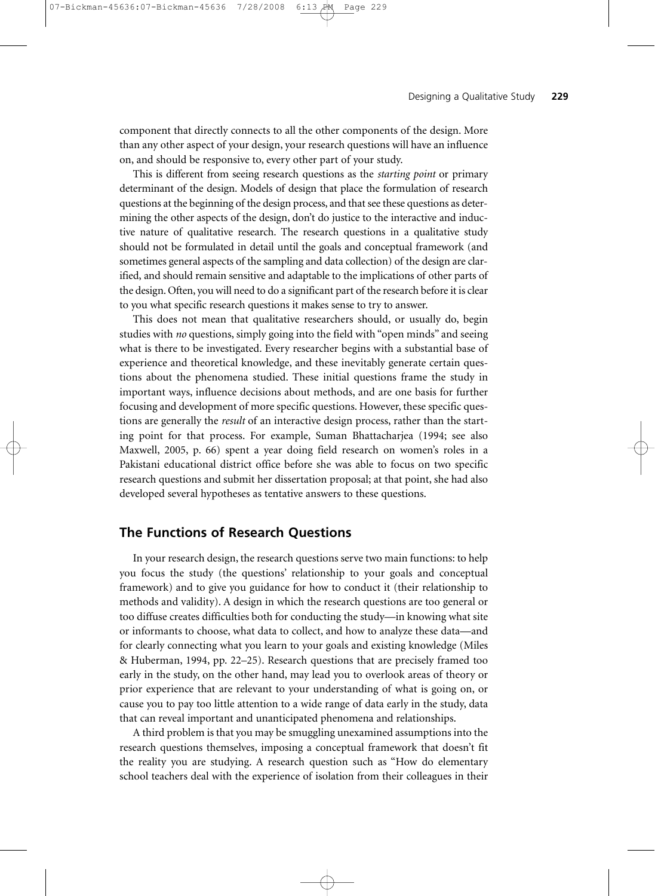component that directly connects to all the other components of the design. More than any other aspect of your design, your research questions will have an influence on, and should be responsive to, every other part of your study.

This is different from seeing research questions as the *starting point* or primary determinant of the design. Models of design that place the formulation of research questions at the beginning of the design process, and that see these questions as determining the other aspects of the design, don't do justice to the interactive and inductive nature of qualitative research. The research questions in a qualitative study should not be formulated in detail until the goals and conceptual framework (and sometimes general aspects of the sampling and data collection) of the design are clarified, and should remain sensitive and adaptable to the implications of other parts of the design. Often, you will need to do a significant part of the research before it is clear to you what specific research questions it makes sense to try to answer.

This does not mean that qualitative researchers should, or usually do, begin studies with *no* questions, simply going into the field with "open minds" and seeing what is there to be investigated. Every researcher begins with a substantial base of experience and theoretical knowledge, and these inevitably generate certain questions about the phenomena studied. These initial questions frame the study in important ways, influence decisions about methods, and are one basis for further focusing and development of more specific questions. However, these specific questions are generally the *result* of an interactive design process, rather than the starting point for that process. For example, Suman Bhattacharjea (1994; see also Maxwell, 2005, p. 66) spent a year doing field research on women's roles in a Pakistani educational district office before she was able to focus on two specific research questions and submit her dissertation proposal; at that point, she had also developed several hypotheses as tentative answers to these questions.

## The Functions of Research Questions

In your research design, the research questions serve two main functions: to help you focus the study (the questions' relationship to your goals and conceptual framework) and to give you guidance for how to conduct it (their relationship to methods and validity). A design in which the research questions are too general or too diffuse creates difficulties both for conducting the study—in knowing what site or informants to choose, what data to collect, and how to analyze these data—and for clearly connecting what you learn to your goals and existing knowledge (Miles & Huberman, 1994, pp. 22–25). Research questions that are precisely framed too early in the study, on the other hand, may lead you to overlook areas of theory or prior experience that are relevant to your understanding of what is going on, or cause you to pay too little attention to a wide range of data early in the study, data that can reveal important and unanticipated phenomena and relationships.

A third problem is that you may be smuggling unexamined assumptions into the research questions themselves, imposing a conceptual framework that doesn't fit the reality you are studying. A research question such as "How do elementary school teachers deal with the experience of isolation from their colleagues in their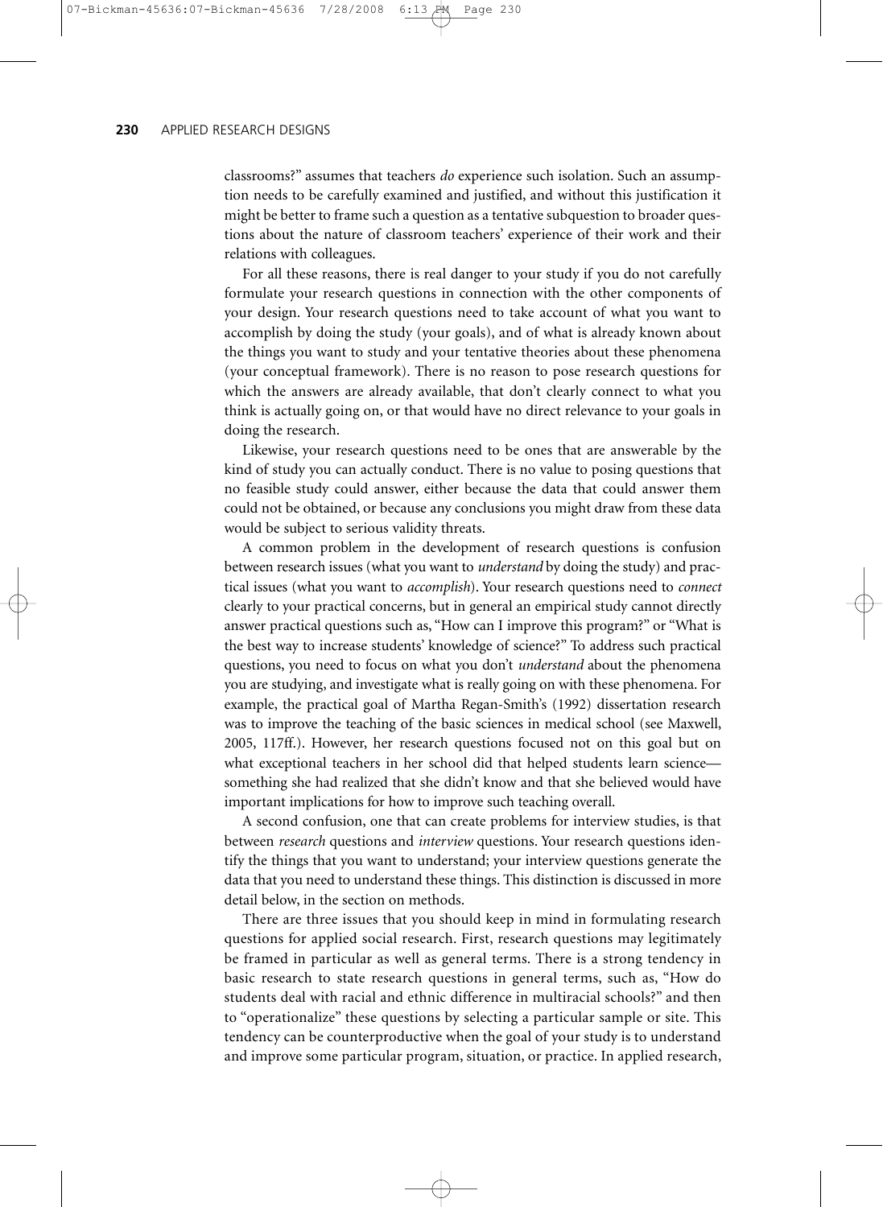classrooms?" assumes that teachers *do* experience such isolation. Such an assumption needs to be carefully examined and justified, and without this justification it might be better to frame such a question as a tentative subquestion to broader questions about the nature of classroom teachers' experience of their work and their relations with colleagues.

For all these reasons, there is real danger to your study if you do not carefully formulate your research questions in connection with the other components of your design. Your research questions need to take account of what you want to accomplish by doing the study (your goals), and of what is already known about the things you want to study and your tentative theories about these phenomena (your conceptual framework). There is no reason to pose research questions for which the answers are already available, that don't clearly connect to what you think is actually going on, or that would have no direct relevance to your goals in doing the research.

Likewise, your research questions need to be ones that are answerable by the kind of study you can actually conduct. There is no value to posing questions that no feasible study could answer, either because the data that could answer them could not be obtained, or because any conclusions you might draw from these data would be subject to serious validity threats.

A common problem in the development of research questions is confusion between research issues (what you want to *understand* by doing the study) and practical issues (what you want to *accomplish*). Your research questions need to *connect* clearly to your practical concerns, but in general an empirical study cannot directly answer practical questions such as, "How can I improve this program?" or "What is the best way to increase students' knowledge of science?" To address such practical questions, you need to focus on what you don't *understand* about the phenomena you are studying, and investigate what is really going on with these phenomena. For example, the practical goal of Martha Regan-Smith's (1992) dissertation research was to improve the teaching of the basic sciences in medical school (see Maxwell, 2005, 117ff.). However, her research questions focused not on this goal but on what exceptional teachers in her school did that helped students learn science—something she had realized that she didn't know and that she believed would have important implications for how to improve such teaching overall.

A second confusion, one that can create problems for interview studies, is that between *research* questions and *interview* questions. Your research questions identify the things that you want to understand; your interview questions generate the data that you need to understand these things. This distinction is discussed in more detail below, in the section on methods.

There are three issues that you should keep in mind in formulating research questions for applied social research. First, research questions may legitimately be framed in particular as well as general terms. There is a strong tendency in basic research to state research questions in general terms, such as, "How do students deal with racial and ethnic difference in multiracial schools?" and then to "operationalize" these questions by selecting a particular sample or site. This tendency can be counterproductive when the goal of your study is to understand and improve some particular program, situation, or practice. In applied research,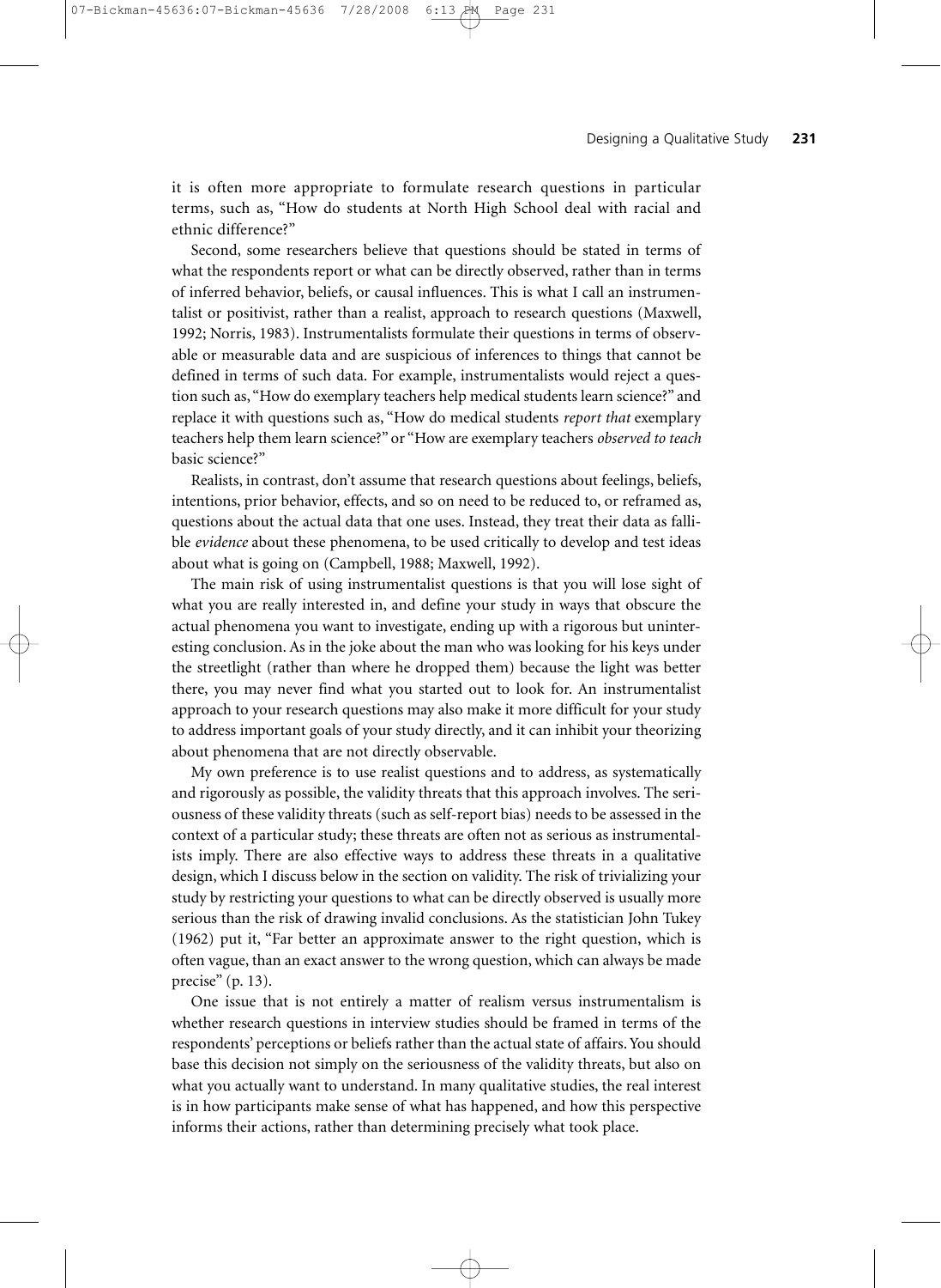it is often more appropriate to formulate research questions in particular terms, such as, "How do students at North High School deal with racial and ethnic difference?"

Second, some researchers believe that questions should be stated in terms of what the respondents report or what can be directly observed, rather than in terms of inferred behavior, beliefs, or causal influences. This is what I call an instrumentalist or positivist, rather than a realist, approach to research questions (Maxwell, 1992; Norris, 1983). Instrumentalists formulate their questions in terms of observable or measurable data and are suspicious of inferences to things that cannot be defined in terms of such data. For example, instrumentalists would reject a question such as, "How do exemplary teachers help medical students learn science?" and replace it with questions such as, "How do medical students *report that* exemplary teachers help them learn science?" or "How are exemplary teachers *observed to teach* basic science?"

Realists, in contrast, don't assume that research questions about feelings, beliefs, intentions, prior behavior, effects, and so on need to be reduced to, or reframed as, questions about the actual data that one uses. Instead, they treat their data as fallible *evidence* about these phenomena, to be used critically to develop and test ideas about what is going on (Campbell, 1988; Maxwell, 1992).

The main risk of using instrumentalist questions is that you will lose sight of what you are really interested in, and define your study in ways that obscure the actual phenomena you want to investigate, ending up with a rigorous but uninteresting conclusion. As in the joke about the man who was looking for his keys under the streetlight (rather than where he dropped them) because the light was better there, you may never find what you started out to look for. An instrumentalist approach to your research questions may also make it more difficult for your study to address important goals of your study directly, and it can inhibit your theorizing about phenomena that are not directly observable.

My own preference is to use realist questions and to address, as systematically and rigorously as possible, the validity threats that this approach involves. The seriousness of these validity threats (such as self-report bias) needs to be assessed in the context of a particular study; these threats are often not as serious as instrumentalists imply. There are also effective ways to address these threats in a qualitative design, which I discuss below in the section on validity. The risk of trivializing your study by restricting your questions to what can be directly observed is usually more serious than the risk of drawing invalid conclusions. As the statistician John Tukey (1962) put it, "Far better an approximate answer to the right question, which is often vague, than an exact answer to the wrong question, which can always be made precise" (p. 13).

One issue that is not entirely a matter of realism versus instrumentalism is whether research questions in interview studies should be framed in terms of the respondents' perceptions or beliefs rather than the actual state of affairs. You should base this decision not simply on the seriousness of the validity threats, but also on what you actually want to understand. In many qualitative studies, the real interest is in how participants make sense of what has happened, and how this perspective informs their actions, rather than determining precisely what took place.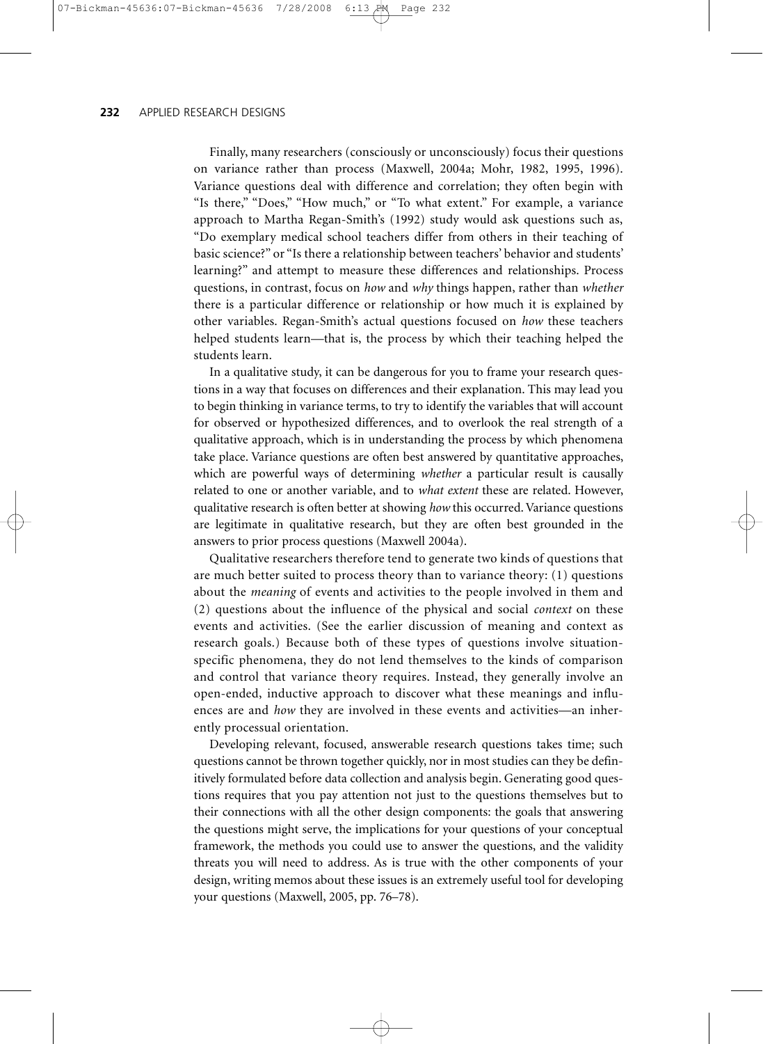Finally, many researchers (consciously or unconsciously) focus their questions on variance rather than process (Maxwell, 2004a; Mohr, 1982, 1995, 1996). Variance questions deal with difference and correlation; they often begin with "Is there," "Does," "How much," or "To what extent." For example, a variance approach to Martha Regan-Smith's (1992) study would ask questions such as, "Do exemplary medical school teachers differ from others in their teaching of basic science?" or "Is there a relationship between teachers' behavior and students' learning?" and attempt to measure these differences and relationships. Process questions, in contrast, focus on *how* and *why* things happen, rather than *whether* there is a particular difference or relationship or how much it is explained by other variables. Regan-Smith's actual questions focused on *how* these teachers helped students learn—that is, the process by which their teaching helped the students learn.

In a qualitative study, it can be dangerous for you to frame your research questions in a way that focuses on differences and their explanation. This may lead you to begin thinking in variance terms, to try to identify the variables that will account for observed or hypothesized differences, and to overlook the real strength of a qualitative approach, which is in understanding the process by which phenomena take place. Variance questions are often best answered by quantitative approaches, which are powerful ways of determining *whether* a particular result is causally related to one or another variable, and to *what extent* these are related. However, qualitative research is often better at showing *how* this occurred. Variance questions are legitimate in qualitative research, but they are often best grounded in the answers to prior process questions (Maxwell 2004a).

Qualitative researchers therefore tend to generate two kinds of questions that are much better suited to process theory than to variance theory: (1) questions about the *meaning* of events and activities to the people involved in them and (2) questions about the influence of the physical and social *context* on these events and activities. (See the earlier discussion of meaning and context as research goals.) Because both of these types of questions involve situation-specific phenomena, they do not lend themselves to the kinds of comparison and control that variance theory requires. Instead, they generally involve an open-ended, inductive approach to discover what these meanings and influences are and *how* they are involved in these events and activities—an inherently processual orientation.

Developing relevant, focused, answerable research questions takes time; such questions cannot be thrown together quickly, nor in most studies can they be definitively formulated before data collection and analysis begin. Generating good questions requires that you pay attention not just to the questions themselves but to their connections with all the other design components: the goals that answering the questions might serve, the implications for your questions of your conceptual framework, the methods you could use to answer the questions, and the validity threats you will need to address. As is true with the other components of your design, writing memos about these issues is an extremely useful tool for developing your questions (Maxwell, 2005, pp. 76–78).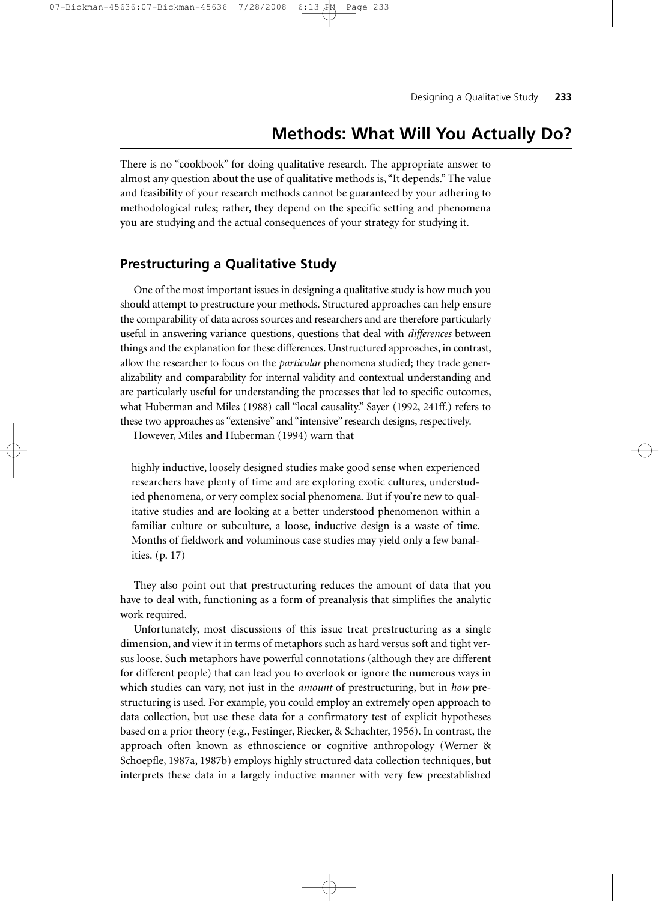## Methods: What Will You Actually Do?

There is no "cookbook" for doing qualitative research. The appropriate answer to almost any question about the use of qualitative methods is, "It depends." The value and feasibility of your research methods cannot be guaranteed by your adhering to methodological rules; rather, they depend on the specific setting and phenomena you are studying and the actual consequences of your strategy for studying it.

### Prestructuring a Qualitative Study

One of the most important issues in designing a qualitative study is how much you should attempt to prestructure your methods. Structured approaches can help ensure the comparability of data across sources and researchers and are therefore particularly useful in answering variance questions, questions that deal with *differences* between things and the explanation for these differences. Unstructured approaches, in contrast, allow the researcher to focus on the *particular* phenomena studied; they trade generalizability and comparability for internal validity and contextual understanding and are particularly useful for understanding the processes that led to specific outcomes, what Huberman and Miles (1988) call "local causality." Sayer (1992, 241ff.) refers to these two approaches as "extensive" and "intensive" research designs, respectively.

However, Miles and Huberman (1994) warn that

> highly inductive, loosely designed studies make good sense when experienced researchers have plenty of time and are exploring exotic cultures, understudied phenomena, or very complex social phenomena. But if you're new to qualitative studies and are looking at a better understood phenomenon within a familiar culture or subculture, a loose, inductive design is a waste of time. Months of fieldwork and voluminous case studies may yield only a few banalities. (p. 17)

They also point out that prestructuring reduces the amount of data that you have to deal with, functioning as a form of preanalysis that simplifies the analytic work required.

Unfortunately, most discussions of this issue treat prestructuring as a single dimension, and view it in terms of metaphors such as hard versus soft and tight versus loose. Such metaphors have powerful connotations (although they are different for different people) that can lead you to overlook or ignore the numerous ways in which studies can vary, not just in the *amount* of prestructuring, but in *how* prestructuring is used. For example, you could employ an extremely open approach to data collection, but use these data for a confirmatory test of explicit hypotheses based on a prior theory (e.g., Festinger, Riecker, & Schachter, 1956). In contrast, the approach often known as ethnoscience or cognitive anthropology (Werner & Schoepfle, 1987a, 1987b) employs highly structured data collection techniques, but interprets these data in a largely inductive manner with very few preestablished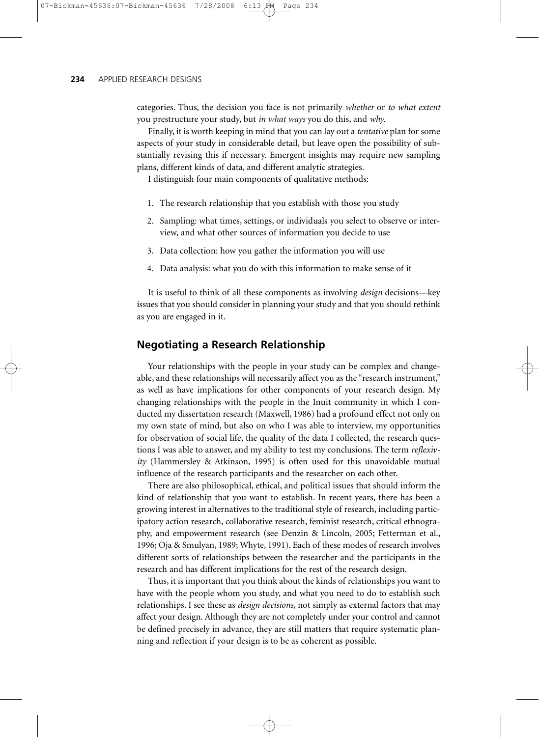categories. Thus, the decision you face is not primarily *whether* or *to what extent* you prestructure your study, but *in what ways* you do this, and *why.*

Finally, it is worth keeping in mind that you can lay out a *tentative* plan for some aspects of your study in considerable detail, but leave open the possibility of substantially revising this if necessary. Emergent insights may require new sampling plans, different kinds of data, and different analytic strategies.

I distinguish four main components of qualitative methods:

1. The research relationship that you establish with those you study
2. Sampling: what times, settings, or individuals you select to observe or interview, and what other sources of information you decide to use
3. Data collection: how you gather the information you will use
4. Data analysis: what you do with this information to make sense of it

It is useful to think of all these components as involving *design* decisions—key issues that you should consider in planning your study and that you should rethink as you are engaged in it.

## Negotiating a Research Relationship

Your relationships with the people in your study can be complex and changeable, and these relationships will necessarily affect you as the "research instrument," as well as have implications for other components of your research design. My changing relationships with the people in the Inuit community in which I conducted my dissertation research (Maxwell, 1986) had a profound effect not only on my own state of mind, but also on who I was able to interview, my opportunities for observation of social life, the quality of the data I collected, the research questions I was able to answer, and my ability to test my conclusions. The term *reflexivity* (Hammersley & Atkinson, 1995) is often used for this unavoidable mutual influence of the research participants and the researcher on each other.

There are also philosophical, ethical, and political issues that should inform the kind of relationship that you want to establish. In recent years, there has been a growing interest in alternatives to the traditional style of research, including participatory action research, collaborative research, feminist research, critical ethnography, and empowerment research (see Denzin & Lincoln, 2005; Fetterman et al., 1996; Oja & Smulyan, 1989; Whyte, 1991). Each of these modes of research involves different sorts of relationships between the researcher and the participants in the research and has different implications for the rest of the research design.

Thus, it is important that you think about the kinds of relationships you want to have with the people whom you study, and what you need to do to establish such relationships. I see these as *design decisions,* not simply as external factors that may affect your design. Although they are not completely under your control and cannot be defined precisely in advance, they are still matters that require systematic planning and reflection if your design is to be as coherent as possible.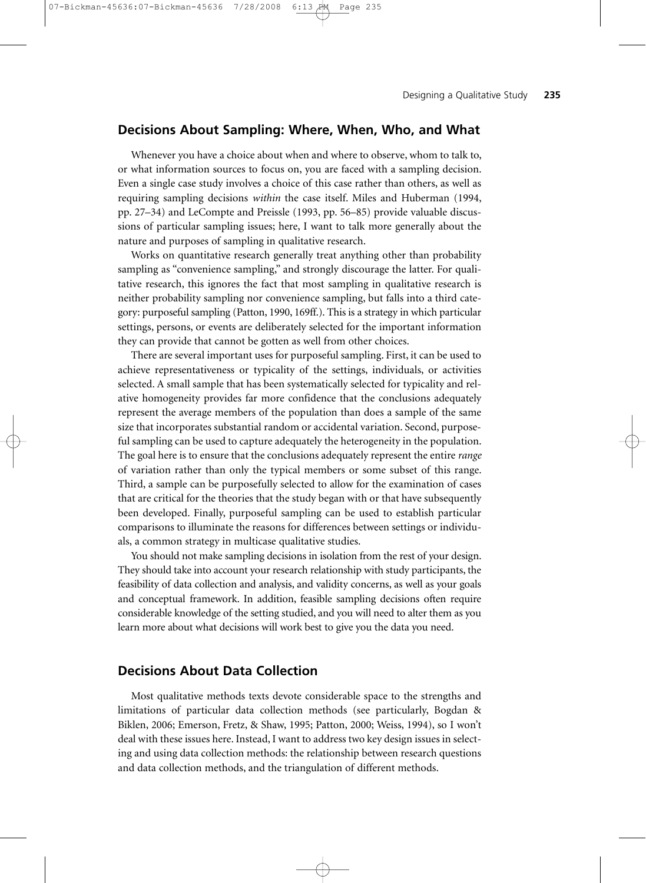## Decisions About Sampling: Where, When, Who, and What

Whenever you have a choice about when and where to observe, whom to talk to, or what information sources to focus on, you are faced with a sampling decision. Even a single case study involves a choice of this case rather than others, as well as requiring sampling decisions *within* the case itself. Miles and Huberman (1994, pp. 27–34) and LeCompte and Preissle (1993, pp. 56–85) provide valuable discussions of particular sampling issues; here, I want to talk more generally about the nature and purposes of sampling in qualitative research.

Works on quantitative research generally treat anything other than probability sampling as "convenience sampling," and strongly discourage the latter. For qualitative research, this ignores the fact that most sampling in qualitative research is neither probability sampling nor convenience sampling, but falls into a third category: purposeful sampling (Patton, 1990, 169ff.). This is a strategy in which particular settings, persons, or events are deliberately selected for the important information they can provide that cannot be gotten as well from other choices.

There are several important uses for purposeful sampling. First, it can be used to achieve representativeness or typicality of the settings, individuals, or activities selected. A small sample that has been systematically selected for typicality and relative homogeneity provides far more confidence that the conclusions adequately represent the average members of the population than does a sample of the same size that incorporates substantial random or accidental variation. Second, purposeful sampling can be used to capture adequately the heterogeneity in the population. The goal here is to ensure that the conclusions adequately represent the entire *range* of variation rather than only the typical members or some subset of this range. Third, a sample can be purposefully selected to allow for the examination of cases that are critical for the theories that the study began with or that have subsequently been developed. Finally, purposeful sampling can be used to establish particular comparisons to illuminate the reasons for differences between settings or individuals, a common strategy in multicase qualitative studies.

You should not make sampling decisions in isolation from the rest of your design. They should take into account your research relationship with study participants, the feasibility of data collection and analysis, and validity concerns, as well as your goals and conceptual framework. In addition, feasible sampling decisions often require considerable knowledge of the setting studied, and you will need to alter them as you learn more about what decisions will work best to give you the data you need.

## Decisions About Data Collection

Most qualitative methods texts devote considerable space to the strengths and limitations of particular data collection methods (see particularly, Bogdan & Biklen, 2006; Emerson, Fretz, & Shaw, 1995; Patton, 2000; Weiss, 1994), so I won't deal with these issues here. Instead, I want to address two key design issues in selecting and using data collection methods: the relationship between research questions and data collection methods, and the triangulation of different methods.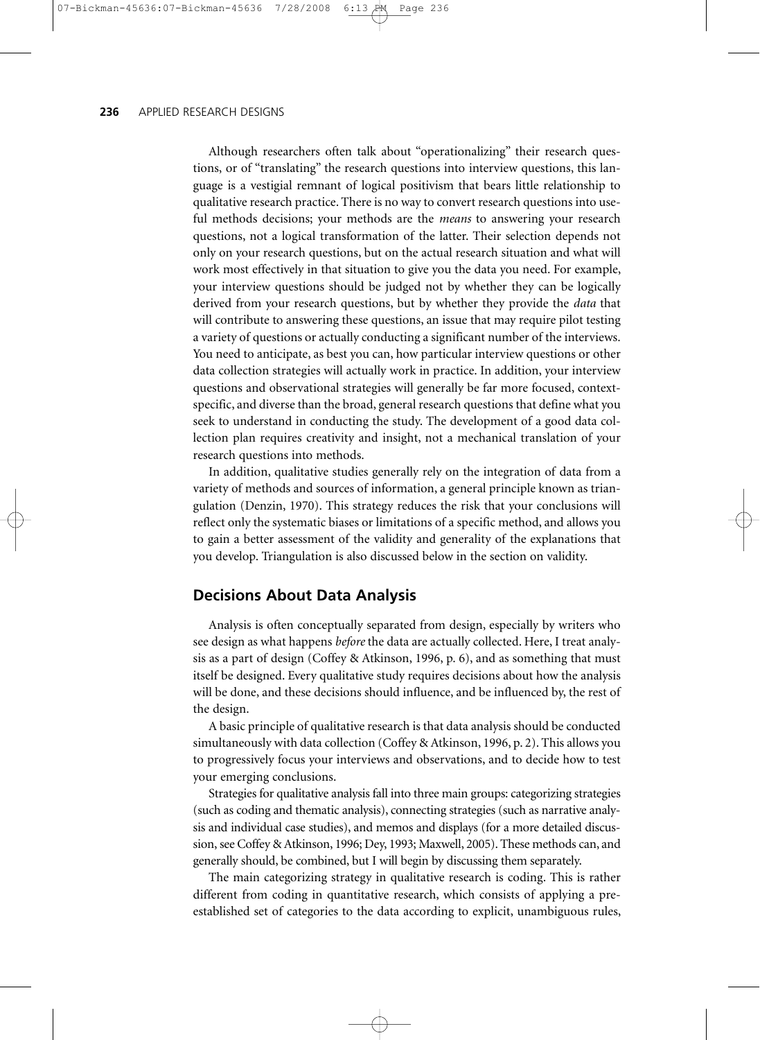Although researchers often talk about "operationalizing" their research questions, or of "translating" the research questions into interview questions, this language is a vestigial remnant of logical positivism that bears little relationship to qualitative research practice. There is no way to convert research questions into useful methods decisions; your methods are the *means* to answering your research questions, not a logical transformation of the latter. Their selection depends not only on your research questions, but on the actual research situation and what will work most effectively in that situation to give you the data you need. For example, your interview questions should be judged not by whether they can be logically derived from your research questions, but by whether they provide the *data* that will contribute to answering these questions, an issue that may require pilot testing a variety of questions or actually conducting a significant number of the interviews. You need to anticipate, as best you can, how particular interview questions or other data collection strategies will actually work in practice. In addition, your interview questions and observational strategies will generally be far more focused, context-specific, and diverse than the broad, general research questions that define what you seek to understand in conducting the study. The development of a good data collection plan requires creativity and insight, not a mechanical translation of your research questions into methods.

In addition, qualitative studies generally rely on the integration of data from a variety of methods and sources of information, a general principle known as triangulation (Denzin, 1970). This strategy reduces the risk that your conclusions will reflect only the systematic biases or limitations of a specific method, and allows you to gain a better assessment of the validity and generality of the explanations that you develop. Triangulation is also discussed below in the section on validity.

## Decisions About Data Analysis

Analysis is often conceptually separated from design, especially by writers who see design as what happens *before* the data are actually collected. Here, I treat analysis as a part of design (Coffey & Atkinson, 1996, p. 6), and as something that must itself be designed. Every qualitative study requires decisions about how the analysis will be done, and these decisions should influence, and be influenced by, the rest of the design.

A basic principle of qualitative research is that data analysis should be conducted simultaneously with data collection (Coffey & Atkinson, 1996, p. 2). This allows you to progressively focus your interviews and observations, and to decide how to test your emerging conclusions.

Strategies for qualitative analysis fall into three main groups: categorizing strategies (such as coding and thematic analysis), connecting strategies (such as narrative analysis and individual case studies), and memos and displays (for a more detailed discussion, see Coffey & Atkinson, 1996; Dey, 1993; Maxwell, 2005). These methods can, and generally should, be combined, but I will begin by discussing them separately.

The main categorizing strategy in qualitative research is coding. This is rather different from coding in quantitative research, which consists of applying a preestablished set of categories to the data according to explicit, unambiguous rules,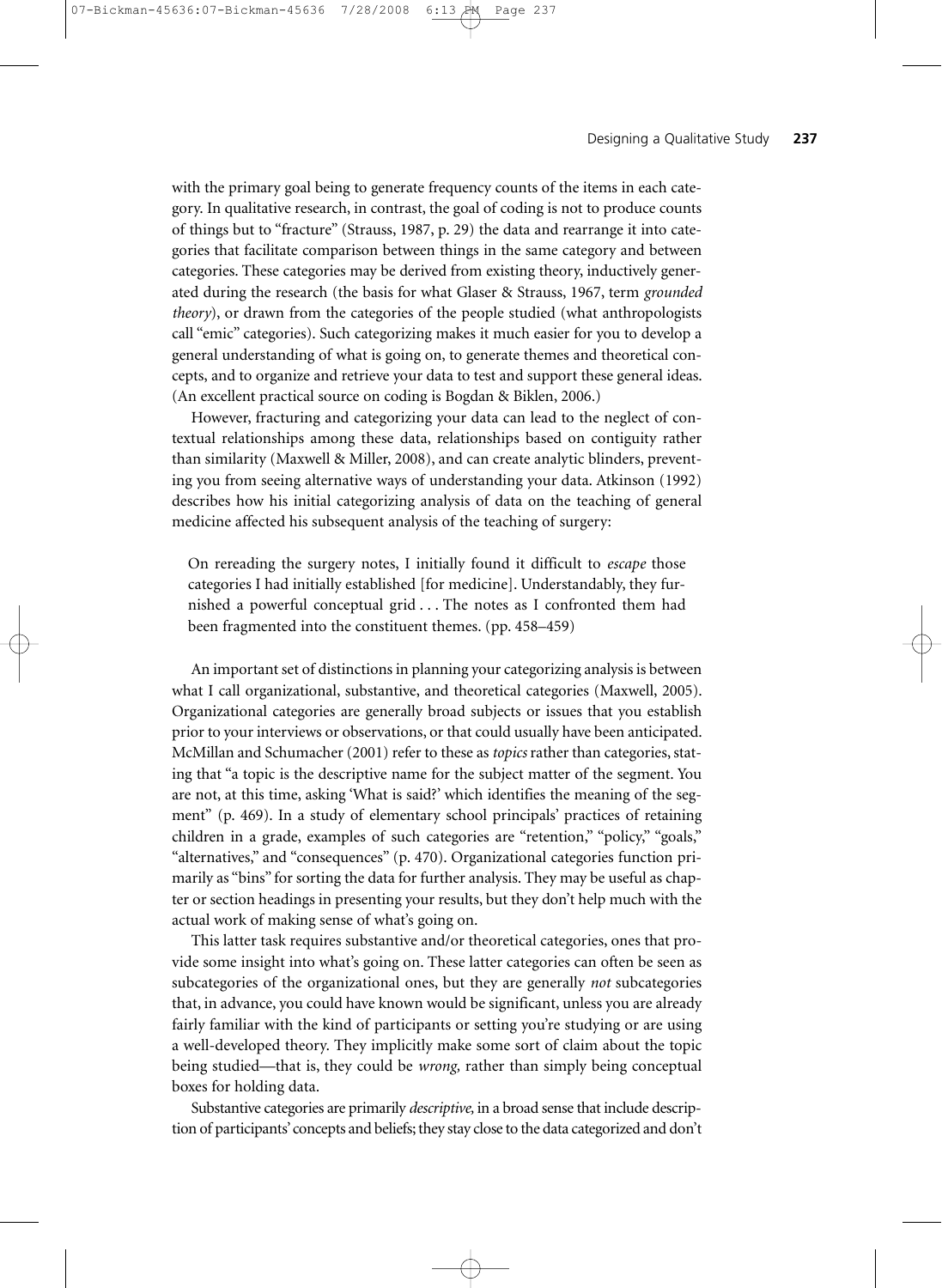with the primary goal being to generate frequency counts of the items in each category. In qualitative research, in contrast, the goal of coding is not to produce counts of things but to "fracture" (Strauss, 1987, p. 29) the data and rearrange it into categories that facilitate comparison between things in the same category and between categories. These categories may be derived from existing theory, inductively generated during the research (the basis for what Glaser & Strauss, 1967, term *grounded theory*), or drawn from the categories of the people studied (what anthropologists call "emic" categories). Such categorizing makes it much easier for you to develop a general understanding of what is going on, to generate themes and theoretical concepts, and to organize and retrieve your data to test and support these general ideas. (An excellent practical source on coding is Bogdan & Biklen, 2006.)

However, fracturing and categorizing your data can lead to the neglect of contextual relationships among these data, relationships based on contiguity rather than similarity (Maxwell & Miller, 2008), and can create analytic blinders, preventing you from seeing alternative ways of understanding your data. Atkinson (1992) describes how his initial categorizing analysis of data on the teaching of general medicine affected his subsequent analysis of the teaching of surgery:

> On rereading the surgery notes, I initially found it difficult to *escape* those categories I had initially established [for medicine]. Understandably, they furnished a powerful conceptual grid . . . The notes as I confronted them had been fragmented into the constituent themes. (pp. 458–459)

An important set of distinctions in planning your categorizing analysis is between what I call organizational, substantive, and theoretical categories (Maxwell, 2005). Organizational categories are generally broad subjects or issues that you establish prior to your interviews or observations, or that could usually have been anticipated. McMillan and Schumacher (2001) refer to these as *topics* rather than categories, stating that "a topic is the descriptive name for the subject matter of the segment. You are not, at this time, asking 'What is said?' which identifies the meaning of the segment" (p. 469). In a study of elementary school principals' practices of retaining children in a grade, examples of such categories are "retention," "policy," "goals," "alternatives," and "consequences" (p. 470). Organizational categories function primarily as "bins" for sorting the data for further analysis. They may be useful as chapter or section headings in presenting your results, but they don't help much with the actual work of making sense of what's going on.

This latter task requires substantive and/or theoretical categories, ones that provide some insight into what's going on. These latter categories can often be seen as subcategories of the organizational ones, but they are generally *not* subcategories that, in advance, you could have known would be significant, unless you are already fairly familiar with the kind of participants or setting you're studying or are using a well-developed theory. They implicitly make some sort of claim about the topic being studied—that is, they could be *wrong,* rather than simply being conceptual boxes for holding data.

Substantive categories are primarily *descriptive,* in a broad sense that include description of participants' concepts and beliefs; they stay close to the data categorized and don't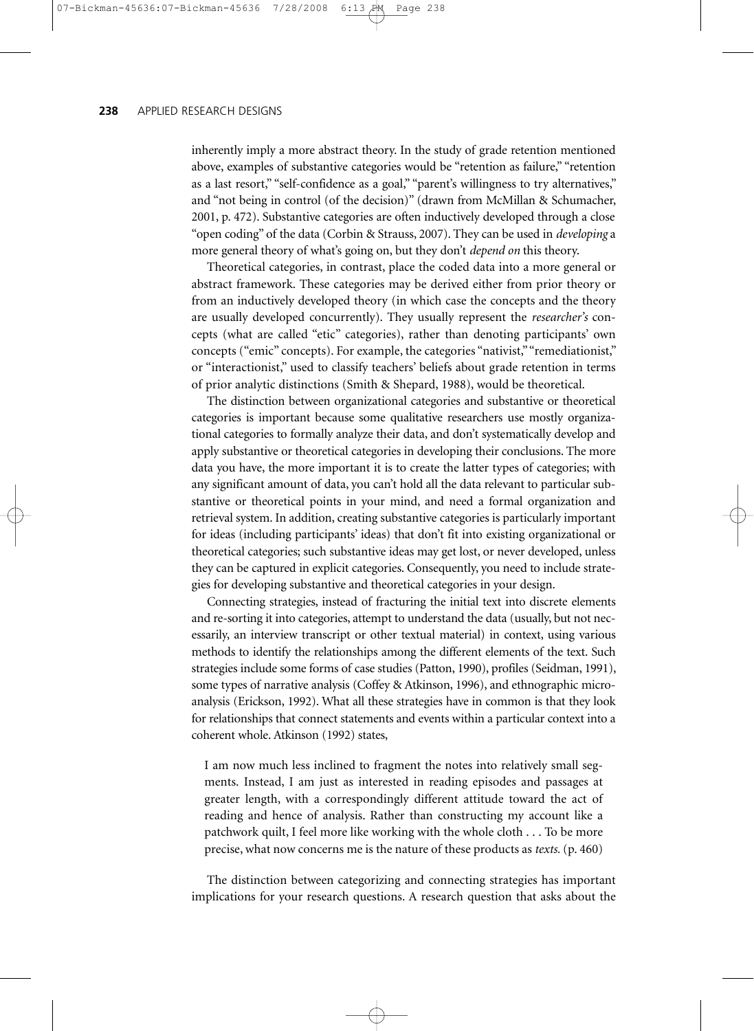inherently imply a more abstract theory. In the study of grade retention mentioned above, examples of substantive categories would be "retention as failure," "retention as a last resort," "self-confidence as a goal," "parent's willingness to try alternatives," and "not being in control (of the decision)" (drawn from McMillan & Schumacher, 2001, p. 472). Substantive categories are often inductively developed through a close "open coding" of the data (Corbin & Strauss, 2007). They can be used in *developing* a more general theory of what's going on, but they don't *depend on* this theory.

Theoretical categories, in contrast, place the coded data into a more general or abstract framework. These categories may be derived either from prior theory or from an inductively developed theory (in which case the concepts and the theory are usually developed concurrently). They usually represent the *researcher's* concepts (what are called "etic" categories), rather than denoting participants' own concepts ("emic" concepts). For example, the categories "nativist," "remediationist," or "interactionist," used to classify teachers' beliefs about grade retention in terms of prior analytic distinctions (Smith & Shepard, 1988), would be theoretical.

The distinction between organizational categories and substantive or theoretical categories is important because some qualitative researchers use mostly organizational categories to formally analyze their data, and don't systematically develop and apply substantive or theoretical categories in developing their conclusions. The more data you have, the more important it is to create the latter types of categories; with any significant amount of data, you can't hold all the data relevant to particular substantive or theoretical points in your mind, and need a formal organization and retrieval system. In addition, creating substantive categories is particularly important for ideas (including participants' ideas) that don't fit into existing organizational or theoretical categories; such substantive ideas may get lost, or never developed, unless they can be captured in explicit categories. Consequently, you need to include strategies for developing substantive and theoretical categories in your design.

Connecting strategies, instead of fracturing the initial text into discrete elements and re-sorting it into categories, attempt to understand the data (usually, but not necessarily, an interview transcript or other textual material) in context, using various methods to identify the relationships among the different elements of the text. Such strategies include some forms of case studies (Patton, 1990), profiles (Seidman, 1991), some types of narrative analysis (Coffey & Atkinson, 1996), and ethnographic microanalysis (Erickson, 1992). What all these strategies have in common is that they look for relationships that connect statements and events within a particular context into a coherent whole. Atkinson (1992) states,

> I am now much less inclined to fragment the notes into relatively small segments. Instead, I am just as interested in reading episodes and passages at greater length, with a correspondingly different attitude toward the act of reading and hence of analysis. Rather than constructing my account like a patchwork quilt, I feel more like working with the whole cloth . . . To be more precise, what now concerns me is the nature of these products as *texts*. (p. 460)

The distinction between categorizing and connecting strategies has important implications for your research questions. A research question that asks about the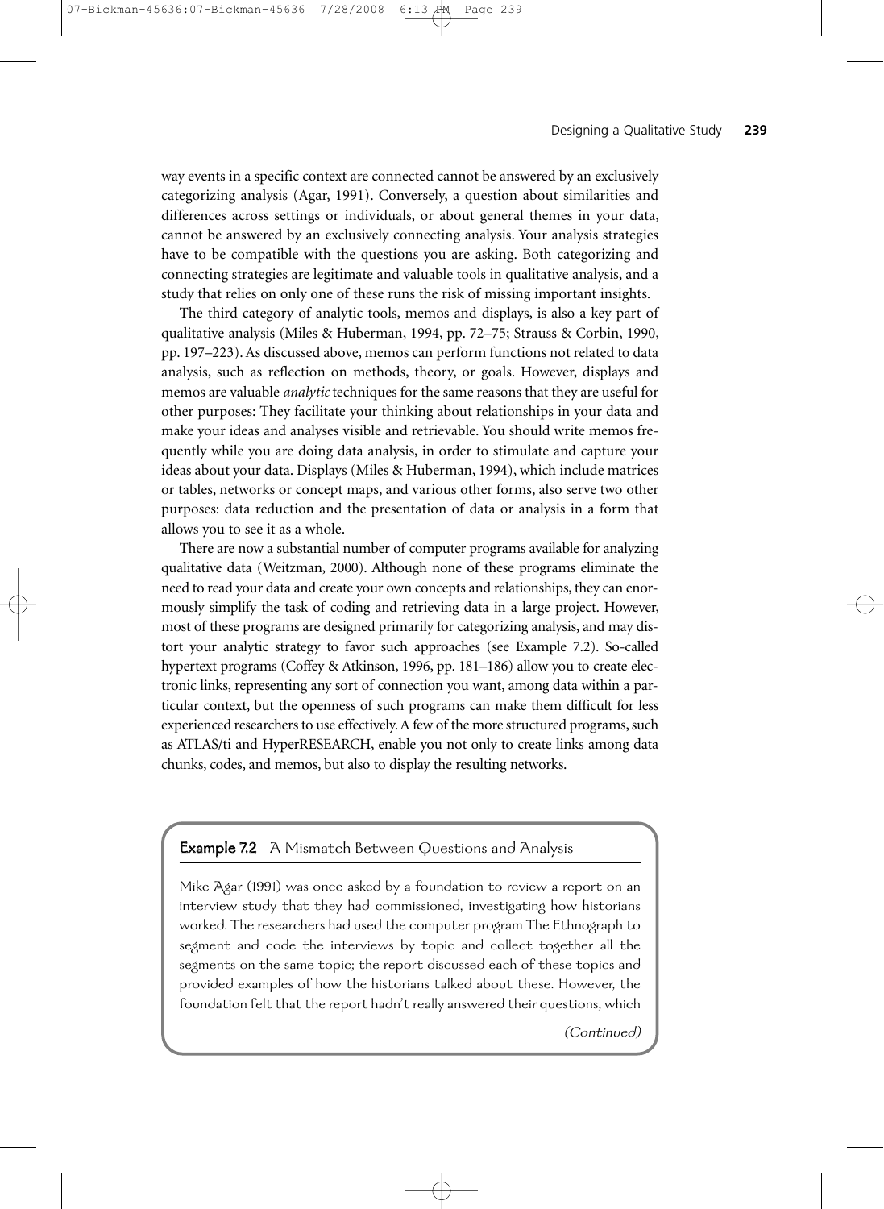way events in a specific context are connected cannot be answered by an exclusively categorizing analysis (Agar, 1991). Conversely, a question about similarities and differences across settings or individuals, or about general themes in your data, cannot be answered by an exclusively connecting analysis. Your analysis strategies have to be compatible with the questions you are asking. Both categorizing and connecting strategies are legitimate and valuable tools in qualitative analysis, and a study that relies on only one of these runs the risk of missing important insights.

The third category of analytic tools, memos and displays, is also a key part of qualitative analysis (Miles & Huberman, 1994, pp. 72–75; Strauss & Corbin, 1990, pp. 197–223). As discussed above, memos can perform functions not related to data analysis, such as reflection on methods, theory, or goals. However, displays and memos are valuable *analytic* techniques for the same reasons that they are useful for other purposes: They facilitate your thinking about relationships in your data and make your ideas and analyses visible and retrievable. You should write memos frequently while you are doing data analysis, in order to stimulate and capture your ideas about your data. Displays (Miles & Huberman, 1994), which include matrices or tables, networks or concept maps, and various other forms, also serve two other purposes: data reduction and the presentation of data or analysis in a form that allows you to see it as a whole.

There are now a substantial number of computer programs available for analyzing qualitative data (Weitzman, 2000). Although none of these programs eliminate the need to read your data and create your own concepts and relationships, they can enormously simplify the task of coding and retrieving data in a large project. However, most of these programs are designed primarily for categorizing analysis, and may distort your analytic strategy to favor such approaches (see Example 7.2). So-called hypertext programs (Coffey & Atkinson, 1996, pp. 181–186) allow you to create electronic links, representing any sort of connection you want, among data within a particular context, but the openness of such programs can make them difficult for less experienced researchers to use effectively. A few of the more structured programs, such as ATLAS/ti and HyperRESEARCH, enable you not only to create links among data chunks, codes, and memos, but also to display the resulting networks.

**Example 7.2** A Mismatch Between Questions and Analysis

Mike Agar (1991) was once asked by a foundation to review a report on an interview study that they had commissioned, investigating how historians worked. The researchers had used the computer program The Ethnograph to segment and code the interviews by topic and collect together all the segments on the same topic; the report discussed each of these topics and provided examples of how the historians talked about these. However, the foundation felt that the report hadn't really answered their questions, which

*(Continued)*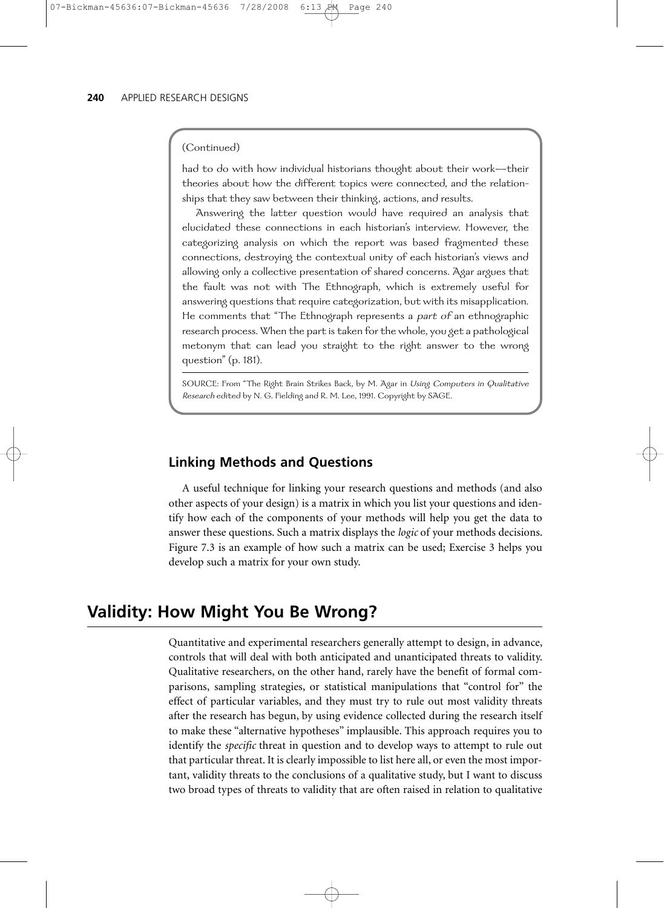(Continued)

had to do with how individual historians thought about their work—their theories about how the different topics were connected, and the relationships that they saw between their thinking, actions, and results.

Answering the latter question would have required an analysis that elucidated these connections in each historian's interview. However, the categorizing analysis on which the report was based fragmented these connections, destroying the contextual unity of each historian's views and allowing only a collective presentation of shared concerns. Agar argues that the fault was not with The Ethnograph, which is extremely useful for answering questions that require categorization, but with its misapplication. He comments that "The Ethnograph represents a *part of* an ethnographic research process. When the part is taken for the whole, you get a pathological metonym that can lead you straight to the right answer to the wrong question" (p. 181).

SOURCE: From "The Right Brain Strikes Back, by M. Agar in *Using Computers in Qualitative Research* edited by N. G. Fielding and R. M. Lee, 1991. Copyright by SAGE.

### Linking Methods and Questions

A useful technique for linking your research questions and methods (and also other aspects of your design) is a matrix in which you list your questions and identify how each of the components of your methods will help you get the data to answer these questions. Such a matrix displays the *logic* of your methods decisions. Figure 7.3 is an example of how such a matrix can be used; Exercise 3 helps you develop such a matrix for your own study.

## Validity: How Might You Be Wrong?

Quantitative and experimental researchers generally attempt to design, in advance, controls that will deal with both anticipated and unanticipated threats to validity. Qualitative researchers, on the other hand, rarely have the benefit of formal comparisons, sampling strategies, or statistical manipulations that "control for" the effect of particular variables, and they must try to rule out most validity threats after the research has begun, by using evidence collected during the research itself to make these "alternative hypotheses" implausible. This approach requires you to identify the *specific* threat in question and to develop ways to attempt to rule out that particular threat. It is clearly impossible to list here all, or even the most important, validity threats to the conclusions of a qualitative study, but I want to discuss two broad types of threats to validity that are often raised in relation to qualitative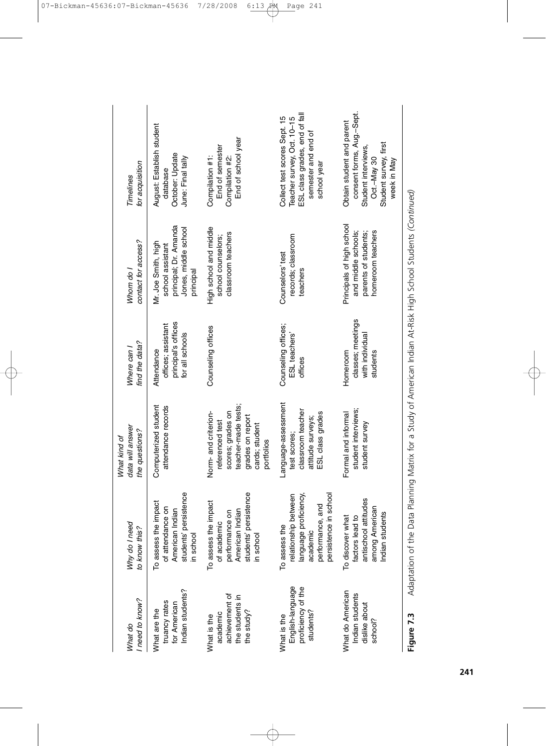| What do I need to know? | Why do I need to know this? | What kind of data will answer the questions? | Where can I find the data? | Whom do I contact for access? | Timelines for acquisition |
|---|---|---|---|---|---|
| What are the truancy rates for American Indian students? | To assess the impact of attendance on American Indian students' persistence in school | Computerized student attendance records | Attendance offices; assistant principal's offices for all schools | Mr. Joe Smith, high school assistant principal; Dr. Amanda Jones, middle school principal | August: Establish student database<br>October: Update<br>June: Final tally |
| What is the academic achievement of the students in the study? | To assess the impact of academic performance on American Indian students' persistence in school | Norm- and criterion-referenced test scores; grades on teacher-made tests; grades on report cards; student portfolios | Counseling offices | High school and middle school counselors; classroom teachers | Compilation #1: End of semester<br>Compilation #2: End of school year |
| What is the English-language proficiency of the students? | To assess the relationship between language proficiency, academic performance, and persistence in school | Language-assessment test scores; classroom teacher attitude surveys; ESL class grades | Counseling offices; ESL teachers' offices | Counselors' test records; classroom teachers | Collect test scores Sept. 15<br>Teacher survey, Oct. 10–15<br>ESL class grades, end of fall semester and end of school year |
| What do American Indian students dislike about school? | To discover what factors lead to antischool attitudes among American Indian students | Formal and informal student interviews; student survey | Homeroom classes; meetings with individual students | Principals of high school and middle schools; parents of students; homeroom teachers | Obtain student and parent consent forms, Aug.–Sept.<br>Student interviews, Oct.–May 30<br>Student survey, first week in May |

**Figure 7.3** Adaptation of the Data Planning Matrix for a Study of American Indian At-Risk High School Students *(Continued)*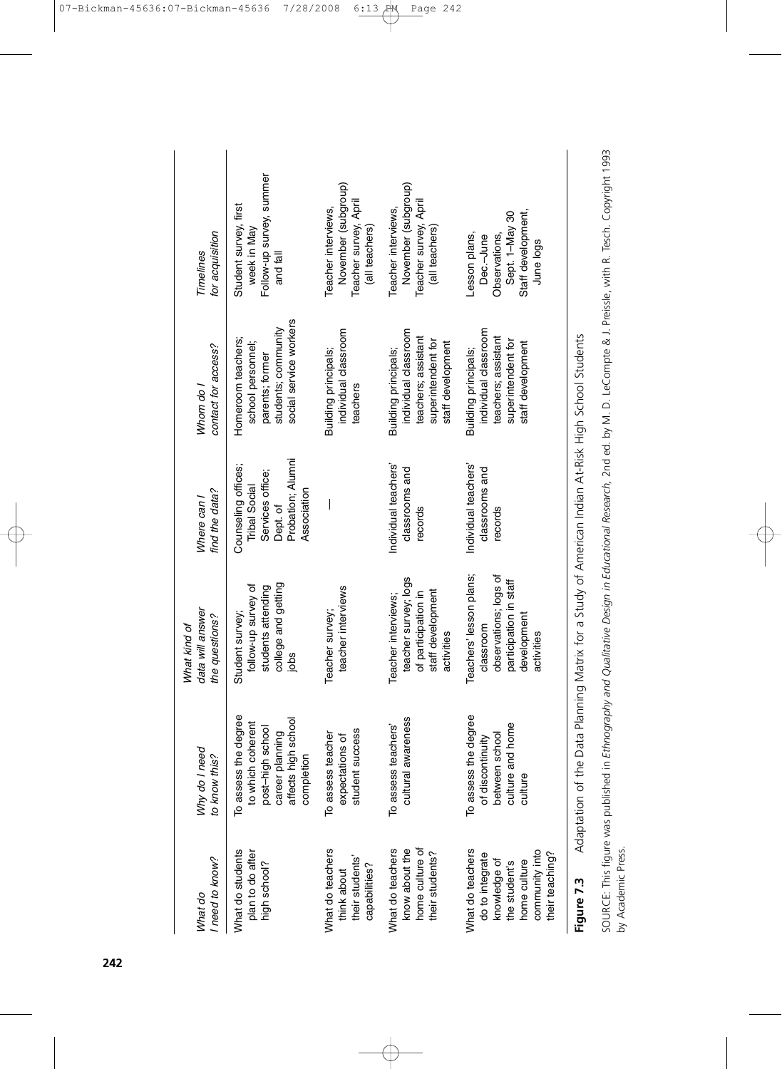| What do I need to know? | Why do I need to know this? | What kind of data will answer the questions? | Where can I find the data? | Whom do I contact for access? | Timelines for acquisition |
|---|---|---|---|---|---|
| What do students plan to do after high school? | To assess the degree to which coherent post–high school career planning affects high school completion | Student survey; follow-up survey of students attending college and getting jobs | Counseling offices; Tribal Social Services office; Dept. of Probation; Alumni Association | Homeroom teachers; school personnel; parents; former students; community social service workers | Student survey, first week in May<br>Follow-up survey, summer and fall |
| What do teachers think about their students' capabilities? | To assess teacher expectations of student success | Teacher survey; teacher interviews | — | Building principals; individual classroom teachers | Teacher interviews, November (subgroup)<br>Teacher survey, April (all teachers) |
| What do teachers know about the home culture of their students? | To assess teachers' cultural awareness | Teacher interviews; teacher survey; logs of participation in staff development activities | Individual teachers' classrooms and records | Building principals; individual classroom teachers; assistant superintendent for staff development | Teacher interviews, November (subgroup)<br>Teacher survey, April (all teachers) |
| What do teachers do to integrate knowledge of the student's home culture community into their teaching? | To assess the degree of discontinuity between school culture and home culture | Teachers' lesson plans; classroom observations; logs of participation in staff development activities | Individual teachers' classrooms and records | Building principals; individual classroom teachers; assistant superintendent for staff development | Lesson plans, Dec.–June<br>Observations, Sept. 1–May 30<br>Staff development, June logs |

**Figure 7.3** Adaptation of the Data Planning Matrix for a Study of American Indian At-Risk High School Students

SOURCE: This figure was published in *Ethnography and Qualitative Design in Educational Research*, 2nd ed. by M. D. LeCompte & J. Preissle, with R. Tesch. Copyright 1993 by Academic Press.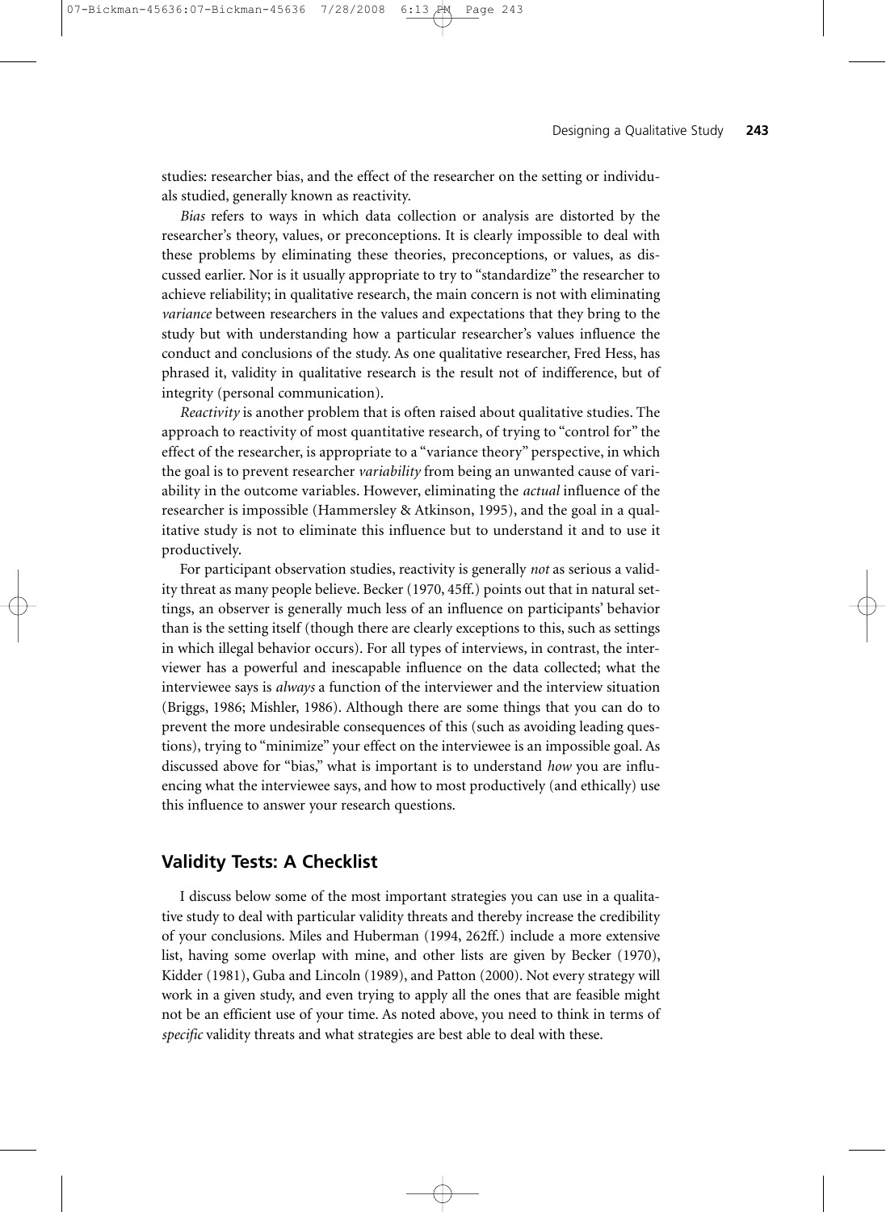studies: researcher bias, and the effect of the researcher on the setting or individuals studied, generally known as reactivity.

*Bias* refers to ways in which data collection or analysis are distorted by the researcher's theory, values, or preconceptions. It is clearly impossible to deal with these problems by eliminating these theories, preconceptions, or values, as discussed earlier. Nor is it usually appropriate to try to "standardize" the researcher to achieve reliability; in qualitative research, the main concern is not with eliminating *variance* between researchers in the values and expectations that they bring to the study but with understanding how a particular researcher's values influence the conduct and conclusions of the study. As one qualitative researcher, Fred Hess, has phrased it, validity in qualitative research is the result not of indifference, but of integrity (personal communication).

*Reactivity* is another problem that is often raised about qualitative studies. The approach to reactivity of most quantitative research, of trying to "control for" the effect of the researcher, is appropriate to a "variance theory" perspective, in which the goal is to prevent researcher *variability* from being an unwanted cause of variability in the outcome variables. However, eliminating the *actual* influence of the researcher is impossible (Hammersley & Atkinson, 1995), and the goal in a qualitative study is not to eliminate this influence but to understand it and to use it productively.

For participant observation studies, reactivity is generally *not* as serious a validity threat as many people believe. Becker (1970, 45ff.) points out that in natural settings, an observer is generally much less of an influence on participants' behavior than is the setting itself (though there are clearly exceptions to this, such as settings in which illegal behavior occurs). For all types of interviews, in contrast, the interviewer has a powerful and inescapable influence on the data collected; what the interviewee says is *always* a function of the interviewer and the interview situation (Briggs, 1986; Mishler, 1986). Although there are some things that you can do to prevent the more undesirable consequences of this (such as avoiding leading questions), trying to "minimize" your effect on the interviewee is an impossible goal. As discussed above for "bias," what is important is to understand *how* you are influencing what the interviewee says, and how to most productively (and ethically) use this influence to answer your research questions.

## Validity Tests: A Checklist

I discuss below some of the most important strategies you can use in a qualitative study to deal with particular validity threats and thereby increase the credibility of your conclusions. Miles and Huberman (1994, 262ff.) include a more extensive list, having some overlap with mine, and other lists are given by Becker (1970), Kidder (1981), Guba and Lincoln (1989), and Patton (2000). Not every strategy will work in a given study, and even trying to apply all the ones that are feasible might not be an efficient use of your time. As noted above, you need to think in terms of *specific* validity threats and what strategies are best able to deal with these.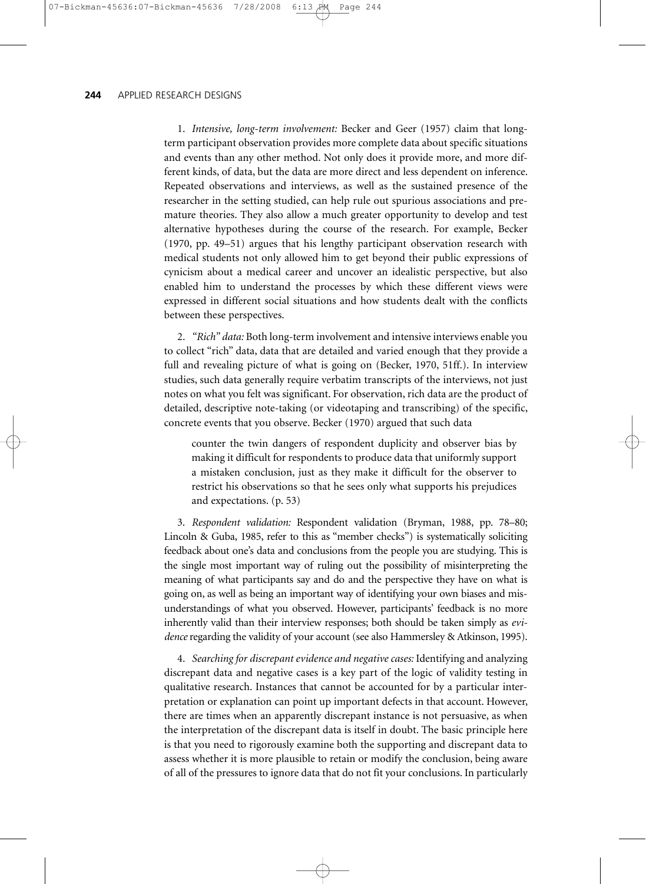1. *Intensive, long-term involvement:* Becker and Geer (1957) claim that long-term participant observation provides more complete data about specific situations and events than any other method. Not only does it provide more, and more different kinds, of data, but the data are more direct and less dependent on inference. Repeated observations and interviews, as well as the sustained presence of the researcher in the setting studied, can help rule out spurious associations and premature theories. They also allow a much greater opportunity to develop and test alternative hypotheses during the course of the research. For example, Becker (1970, pp. 49–51) argues that his lengthy participant observation research with medical students not only allowed him to get beyond their public expressions of cynicism about a medical career and uncover an idealistic perspective, but also enabled him to understand the processes by which these different views were expressed in different social situations and how students dealt with the conflicts between these perspectives.

2. *"Rich" data:* Both long-term involvement and intensive interviews enable you to collect "rich" data, data that are detailed and varied enough that they provide a full and revealing picture of what is going on (Becker, 1970, 51ff.). In interview studies, such data generally require verbatim transcripts of the interviews, not just notes on what you felt was significant. For observation, rich data are the product of detailed, descriptive note-taking (or videotaping and transcribing) of the specific, concrete events that you observe. Becker (1970) argued that such data

> counter the twin dangers of respondent duplicity and observer bias by making it difficult for respondents to produce data that uniformly support a mistaken conclusion, just as they make it difficult for the observer to restrict his observations so that he sees only what supports his prejudices and expectations. (p. 53)

3. *Respondent validation:* Respondent validation (Bryman, 1988, pp. 78–80; Lincoln & Guba, 1985, refer to this as "member checks") is systematically soliciting feedback about one's data and conclusions from the people you are studying. This is the single most important way of ruling out the possibility of misinterpreting the meaning of what participants say and do and the perspective they have on what is going on, as well as being an important way of identifying your own biases and misunderstandings of what you observed. However, participants' feedback is no more inherently valid than their interview responses; both should be taken simply as *evidence* regarding the validity of your account (see also Hammersley & Atkinson, 1995).

4. *Searching for discrepant evidence and negative cases:* Identifying and analyzing discrepant data and negative cases is a key part of the logic of validity testing in qualitative research. Instances that cannot be accounted for by a particular interpretation or explanation can point up important defects in that account. However, there are times when an apparently discrepant instance is not persuasive, as when the interpretation of the discrepant data is itself in doubt. The basic principle here is that you need to rigorously examine both the supporting and discrepant data to assess whether it is more plausible to retain or modify the conclusion, being aware of all of the pressures to ignore data that do not fit your conclusions. In particularly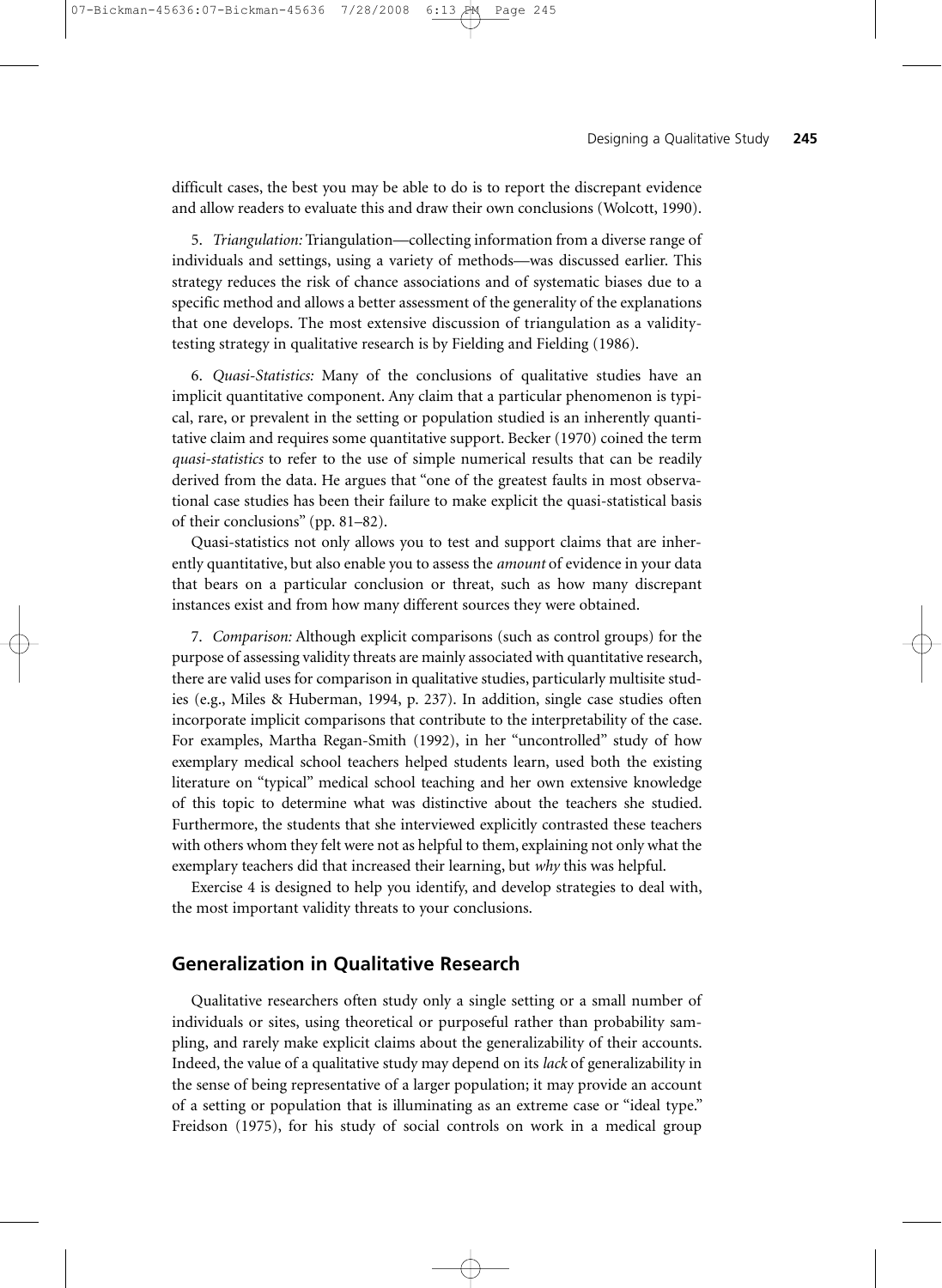difficult cases, the best you may be able to do is to report the discrepant evidence and allow readers to evaluate this and draw their own conclusions (Wolcott, 1990).

5. *Triangulation:* Triangulation—collecting information from a diverse range of individuals and settings, using a variety of methods—was discussed earlier. This strategy reduces the risk of chance associations and of systematic biases due to a specific method and allows a better assessment of the generality of the explanations that one develops. The most extensive discussion of triangulation as a validity-testing strategy in qualitative research is by Fielding and Fielding (1986).

6. *Quasi-Statistics:* Many of the conclusions of qualitative studies have an implicit quantitative component. Any claim that a particular phenomenon is typical, rare, or prevalent in the setting or population studied is an inherently quantitative claim and requires some quantitative support. Becker (1970) coined the term *quasi-statistics* to refer to the use of simple numerical results that can be readily derived from the data. He argues that "one of the greatest faults in most observational case studies has been their failure to make explicit the quasi-statistical basis of their conclusions" (pp. 81–82).

Quasi-statistics not only allows you to test and support claims that are inherently quantitative, but also enable you to assess the *amount* of evidence in your data that bears on a particular conclusion or threat, such as how many discrepant instances exist and from how many different sources they were obtained.

7. *Comparison:* Although explicit comparisons (such as control groups) for the purpose of assessing validity threats are mainly associated with quantitative research, there are valid uses for comparison in qualitative studies, particularly multisite studies (e.g., Miles & Huberman, 1994, p. 237). In addition, single case studies often incorporate implicit comparisons that contribute to the interpretability of the case. For examples, Martha Regan-Smith (1992), in her "uncontrolled" study of how exemplary medical school teachers helped students learn, used both the existing literature on "typical" medical school teaching and her own extensive knowledge of this topic to determine what was distinctive about the teachers she studied. Furthermore, the students that she interviewed explicitly contrasted these teachers with others whom they felt were not as helpful to them, explaining not only what the exemplary teachers did that increased their learning, but *why* this was helpful.

Exercise 4 is designed to help you identify, and develop strategies to deal with, the most important validity threats to your conclusions.

## Generalization in Qualitative Research

Qualitative researchers often study only a single setting or a small number of individuals or sites, using theoretical or purposeful rather than probability sampling, and rarely make explicit claims about the generalizability of their accounts. Indeed, the value of a qualitative study may depend on its *lack* of generalizability in the sense of being representative of a larger population; it may provide an account of a setting or population that is illuminating as an extreme case or "ideal type." Freidson (1975), for his study of social controls on work in a medical group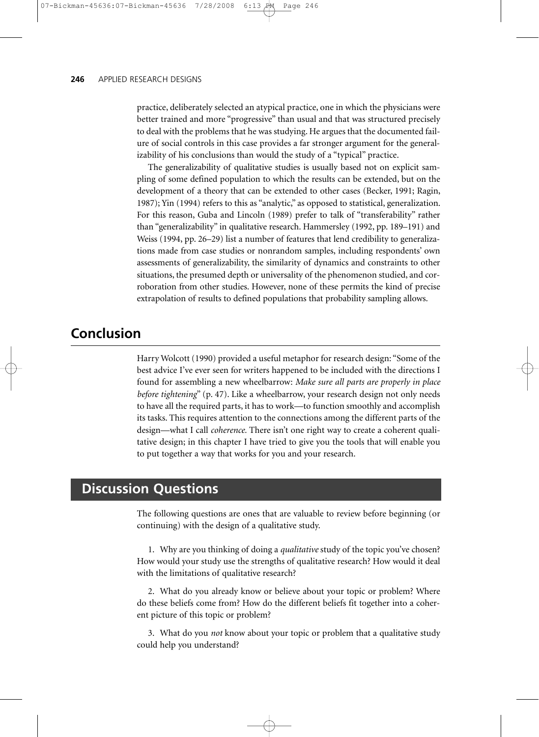practice, deliberately selected an atypical practice, one in which the physicians were better trained and more "progressive" than usual and that was structured precisely to deal with the problems that he was studying. He argues that the documented failure of social controls in this case provides a far stronger argument for the generalizability of his conclusions than would the study of a "typical" practice.

The generalizability of qualitative studies is usually based not on explicit sampling of some defined population to which the results can be extended, but on the development of a theory that can be extended to other cases (Becker, 1991; Ragin, 1987); Yin (1994) refers to this as "analytic," as opposed to statistical, generalization. For this reason, Guba and Lincoln (1989) prefer to talk of "transferability" rather than "generalizability" in qualitative research. Hammersley (1992, pp. 189–191) and Weiss (1994, pp. 26–29) list a number of features that lend credibility to generalizations made from case studies or nonrandom samples, including respondents' own assessments of generalizability, the similarity of dynamics and constraints to other situations, the presumed depth or universality of the phenomenon studied, and corroboration from other studies. However, none of these permits the kind of precise extrapolation of results to defined populations that probability sampling allows.

## Conclusion

Harry Wolcott (1990) provided a useful metaphor for research design: "Some of the best advice I've ever seen for writers happened to be included with the directions I found for assembling a new wheelbarrow: *Make sure all parts are properly in place before tightening*" (p. 47). Like a wheelbarrow, your research design not only needs to have all the required parts, it has to work—to function smoothly and accomplish its tasks. This requires attention to the connections among the different parts of the design—what I call *coherence.* There isn't one right way to create a coherent qualitative design; in this chapter I have tried to give you the tools that will enable you to put together a way that works for you and your research.

## Discussion Questions

The following questions are ones that are valuable to review before beginning (or continuing) with the design of a qualitative study.

1. Why are you thinking of doing a *qualitative* study of the topic you've chosen? How would your study use the strengths of qualitative research? How would it deal with the limitations of qualitative research?

2. What do you already know or believe about your topic or problem? Where do these beliefs come from? How do the different beliefs fit together into a coherent picture of this topic or problem?

3. What do you *not* know about your topic or problem that a qualitative study could help you understand?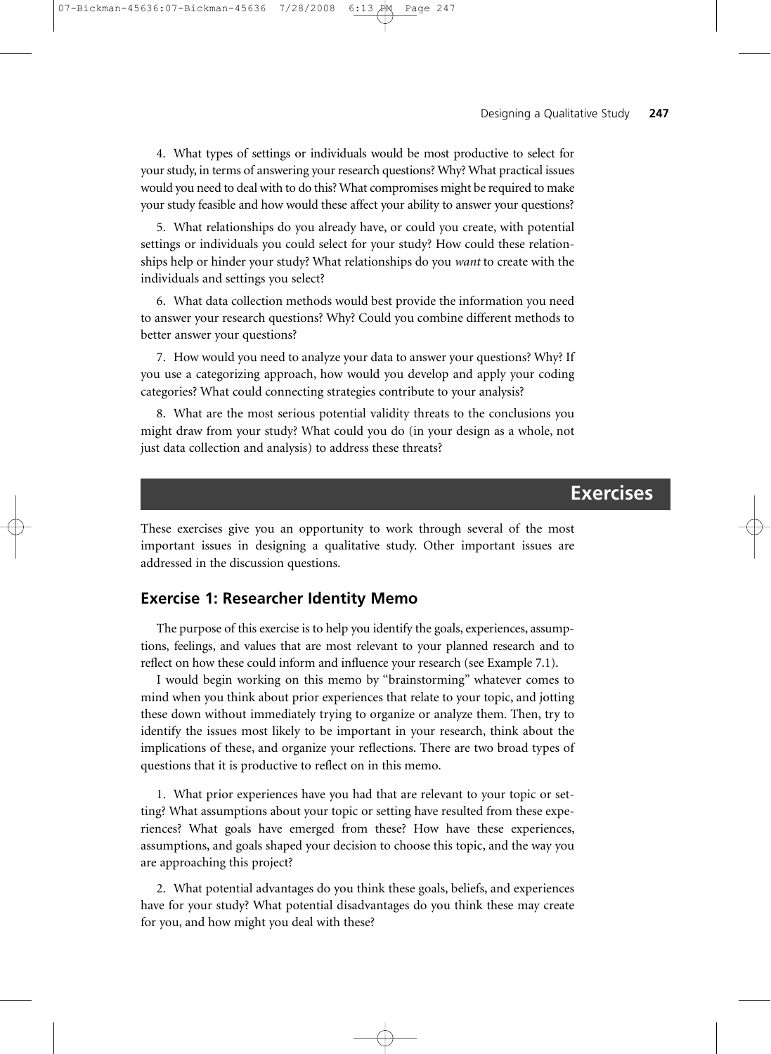4. What types of settings or individuals would be most productive to select for your study, in terms of answering your research questions? Why? What practical issues would you need to deal with to do this? What compromises might be required to make your study feasible and how would these affect your ability to answer your questions?

5. What relationships do you already have, or could you create, with potential settings or individuals you could select for your study? How could these relationships help or hinder your study? What relationships do you *want* to create with the individuals and settings you select?

6. What data collection methods would best provide the information you need to answer your research questions? Why? Could you combine different methods to better answer your questions?

7. How would you need to analyze your data to answer your questions? Why? If you use a categorizing approach, how would you develop and apply your coding categories? What could connecting strategies contribute to your analysis?

8. What are the most serious potential validity threats to the conclusions you might draw from your study? What could you do (in your design as a whole, not just data collection and analysis) to address these threats?

## Exercises

These exercises give you an opportunity to work through several of the most important issues in designing a qualitative study. Other important issues are addressed in the discussion questions.

### Exercise 1: Researcher Identity Memo

The purpose of this exercise is to help you identify the goals, experiences, assumptions, feelings, and values that are most relevant to your planned research and to reflect on how these could inform and influence your research (see Example 7.1).

I would begin working on this memo by "brainstorming" whatever comes to mind when you think about prior experiences that relate to your topic, and jotting these down without immediately trying to organize or analyze them. Then, try to identify the issues most likely to be important in your research, think about the implications of these, and organize your reflections. There are two broad types of questions that it is productive to reflect on in this memo.

1. What prior experiences have you had that are relevant to your topic or setting? What assumptions about your topic or setting have resulted from these experiences? What goals have emerged from these? How have these experiences, assumptions, and goals shaped your decision to choose this topic, and the way you are approaching this project?

2. What potential advantages do you think these goals, beliefs, and experiences have for your study? What potential disadvantages do you think these may create for you, and how might you deal with these?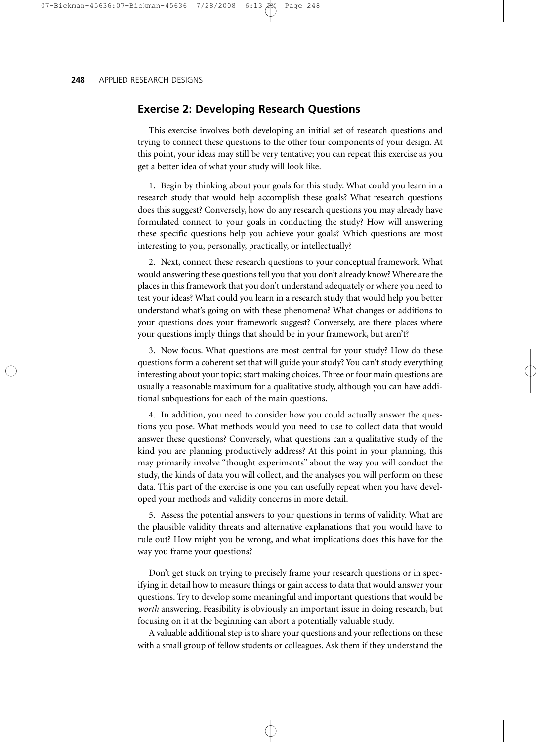## Exercise 2: Developing Research Questions

This exercise involves both developing an initial set of research questions and trying to connect these questions to the other four components of your design. At this point, your ideas may still be very tentative; you can repeat this exercise as you get a better idea of what your study will look like.

1. Begin by thinking about your goals for this study. What could you learn in a research study that would help accomplish these goals? What research questions does this suggest? Conversely, how do any research questions you may already have formulated connect to your goals in conducting the study? How will answering these specific questions help you achieve your goals? Which questions are most interesting to you, personally, practically, or intellectually?

2. Next, connect these research questions to your conceptual framework. What would answering these questions tell you that you don't already know? Where are the places in this framework that you don't understand adequately or where you need to test your ideas? What could you learn in a research study that would help you better understand what's going on with these phenomena? What changes or additions to your questions does your framework suggest? Conversely, are there places where your questions imply things that should be in your framework, but aren't?

3. Now focus. What questions are most central for your study? How do these questions form a coherent set that will guide your study? You can't study everything interesting about your topic; start making choices. Three or four main questions are usually a reasonable maximum for a qualitative study, although you can have additional subquestions for each of the main questions.

4. In addition, you need to consider how you could actually answer the questions you pose. What methods would you need to use to collect data that would answer these questions? Conversely, what questions can a qualitative study of the kind you are planning productively address? At this point in your planning, this may primarily involve "thought experiments" about the way you will conduct the study, the kinds of data you will collect, and the analyses you will perform on these data. This part of the exercise is one you can usefully repeat when you have developed your methods and validity concerns in more detail.

5. Assess the potential answers to your questions in terms of validity. What are the plausible validity threats and alternative explanations that you would have to rule out? How might you be wrong, and what implications does this have for the way you frame your questions?

Don't get stuck on trying to precisely frame your research questions or in specifying in detail how to measure things or gain access to data that would answer your questions. Try to develop some meaningful and important questions that would be *worth* answering. Feasibility is obviously an important issue in doing research, but focusing on it at the beginning can abort a potentially valuable study.

A valuable additional step is to share your questions and your reflections on these with a small group of fellow students or colleagues. Ask them if they understand the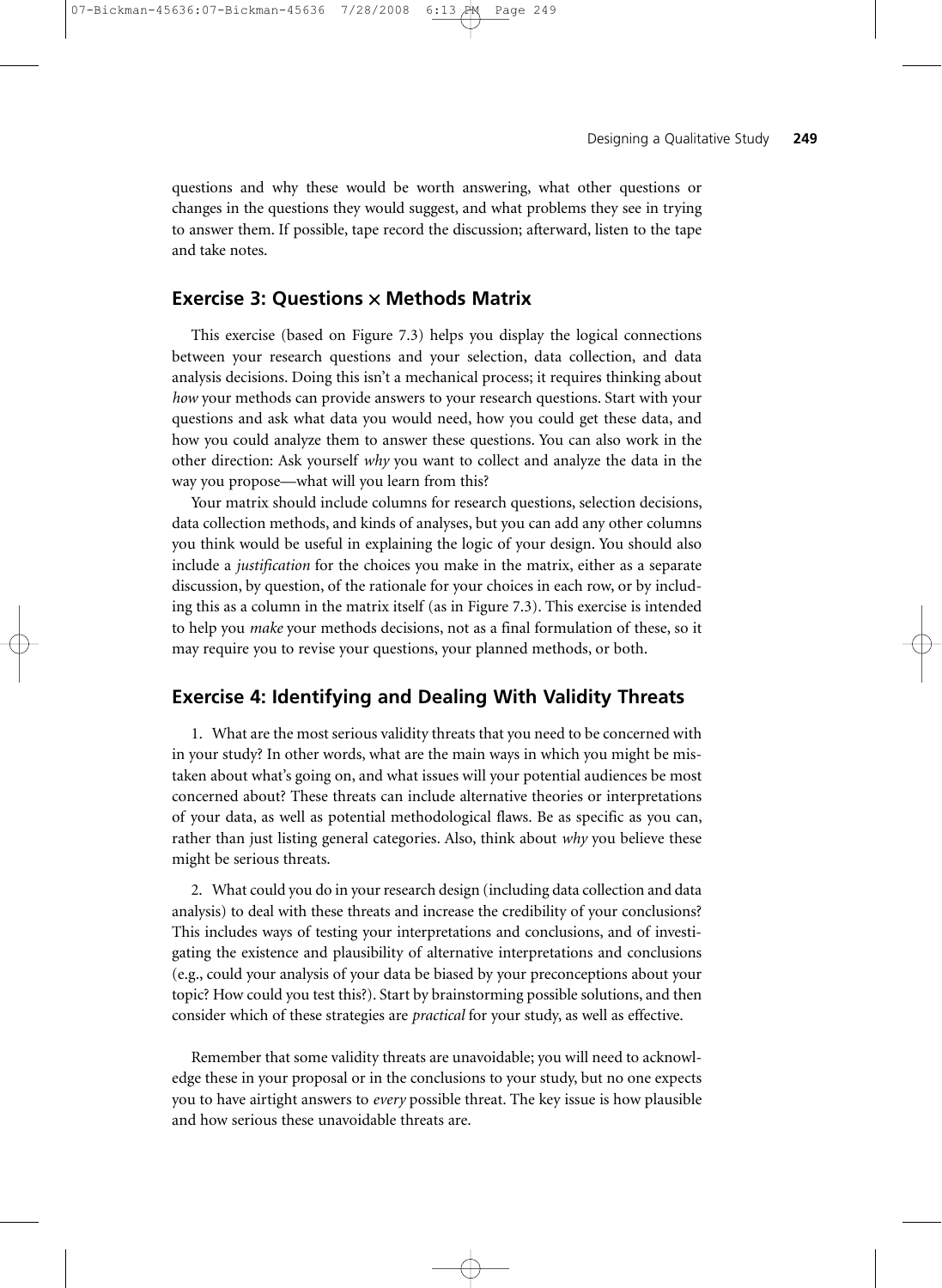questions and why these would be worth answering, what other questions or changes in the questions they would suggest, and what problems they see in trying to answer them. If possible, tape record the discussion; afterward, listen to the tape and take notes.

### Exercise 3: Questions × Methods Matrix

This exercise (based on Figure 7.3) helps you display the logical connections between your research questions and your selection, data collection, and data analysis decisions. Doing this isn't a mechanical process; it requires thinking about *how* your methods can provide answers to your research questions. Start with your questions and ask what data you would need, how you could get these data, and how you could analyze them to answer these questions. You can also work in the other direction: Ask yourself *why* you want to collect and analyze the data in the way you propose—what will you learn from this?

Your matrix should include columns for research questions, selection decisions, data collection methods, and kinds of analyses, but you can add any other columns you think would be useful in explaining the logic of your design. You should also include a *justification* for the choices you make in the matrix, either as a separate discussion, by question, of the rationale for your choices in each row, or by including this as a column in the matrix itself (as in Figure 7.3). This exercise is intended to help you *make* your methods decisions, not as a final formulation of these, so it may require you to revise your questions, your planned methods, or both.

### Exercise 4: Identifying and Dealing With Validity Threats

1. What are the most serious validity threats that you need to be concerned with in your study? In other words, what are the main ways in which you might be mistaken about what's going on, and what issues will your potential audiences be most concerned about? These threats can include alternative theories or interpretations of your data, as well as potential methodological flaws. Be as specific as you can, rather than just listing general categories. Also, think about *why* you believe these might be serious threats.

2. What could you do in your research design (including data collection and data analysis) to deal with these threats and increase the credibility of your conclusions? This includes ways of testing your interpretations and conclusions, and of investigating the existence and plausibility of alternative interpretations and conclusions (e.g., could your analysis of your data be biased by your preconceptions about your topic? How could you test this?). Start by brainstorming possible solutions, and then consider which of these strategies are *practical* for your study, as well as effective.

Remember that some validity threats are unavoidable; you will need to acknowledge these in your proposal or in the conclusions to your study, but no one expects you to have airtight answers to *every* possible threat. The key issue is how plausible and how serious these unavoidable threats are.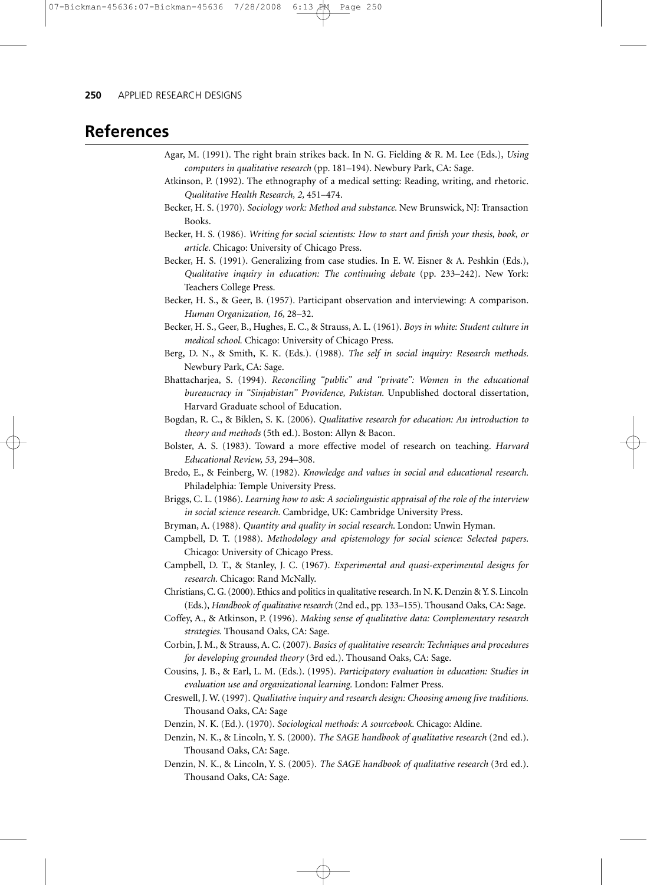# References

Agar, M. (1991). The right brain strikes back. In N. G. Fielding & R. M. Lee (Eds.), *Using computers in qualitative research* (pp. 181–194). Newbury Park, CA: Sage.

Atkinson, P. (1992). The ethnography of a medical setting: Reading, writing, and rhetoric. *Qualitative Health Research, 2,* 451–474.

Becker, H. S. (1970). *Sociology work: Method and substance.* New Brunswick, NJ: Transaction Books.

Becker, H. S. (1986). *Writing for social scientists: How to start and finish your thesis, book, or article.* Chicago: University of Chicago Press.

Becker, H. S. (1991). Generalizing from case studies. In E. W. Eisner & A. Peshkin (Eds.), *Qualitative inquiry in education: The continuing debate* (pp. 233–242). New York: Teachers College Press.

Becker, H. S., & Geer, B. (1957). Participant observation and interviewing: A comparison. *Human Organization, 16,* 28–32.

Becker, H. S., Geer, B., Hughes, E. C., & Strauss, A. L. (1961). *Boys in white: Student culture in medical school.* Chicago: University of Chicago Press.

Berg, D. N., & Smith, K. K. (Eds.). (1988). *The self in social inquiry: Research methods.* Newbury Park, CA: Sage.

Bhattacharjea, S. (1994). *Reconciling "public" and "private": Women in the educational bureaucracy in "Sinjabistan" Providence, Pakistan.* Unpublished doctoral dissertation, Harvard Graduate school of Education.

Bogdan, R. C., & Biklen, S. K. (2006). *Qualitative research for education: An introduction to theory and methods* (5th ed.). Boston: Allyn & Bacon.

Bolster, A. S. (1983). Toward a more effective model of research on teaching. *Harvard Educational Review, 53,* 294–308.

Bredo, E., & Feinberg, W. (1982). *Knowledge and values in social and educational research.* Philadelphia: Temple University Press.

Briggs, C. L. (1986). *Learning how to ask: A sociolinguistic appraisal of the role of the interview in social science research.* Cambridge, UK: Cambridge University Press.

Bryman, A. (1988). *Quantity and quality in social research.* London: Unwin Hyman.

Campbell, D. T. (1988). *Methodology and epistemology for social science: Selected papers.* Chicago: University of Chicago Press.

Campbell, D. T., & Stanley, J. C. (1967). *Experimental and quasi-experimental designs for research.* Chicago: Rand McNally.

Christians, C. G. (2000). Ethics and politics in qualitative research. In N. K. Denzin & Y. S. Lincoln (Eds.), *Handbook of qualitative research* (2nd ed., pp. 133–155). Thousand Oaks, CA: Sage.

Coffey, A., & Atkinson, P. (1996). *Making sense of qualitative data: Complementary research strategies.* Thousand Oaks, CA: Sage.

Corbin, J. M., & Strauss, A. C. (2007). *Basics of qualitative research: Techniques and procedures for developing grounded theory* (3rd ed.). Thousand Oaks, CA: Sage.

Cousins, J. B., & Earl, L. M. (Eds.). (1995). *Participatory evaluation in education: Studies in evaluation use and organizational learning.* London: Falmer Press.

Creswell, J. W. (1997). *Qualitative inquiry and research design: Choosing among five traditions.* Thousand Oaks, CA: Sage

Denzin, N. K. (Ed.). (1970). *Sociological methods: A sourcebook.* Chicago: Aldine.

Denzin, N. K., & Lincoln, Y. S. (2000). *The SAGE handbook of qualitative research* (2nd ed.). Thousand Oaks, CA: Sage.

Denzin, N. K., & Lincoln, Y. S. (2005). *The SAGE handbook of qualitative research* (3rd ed.). Thousand Oaks, CA: Sage.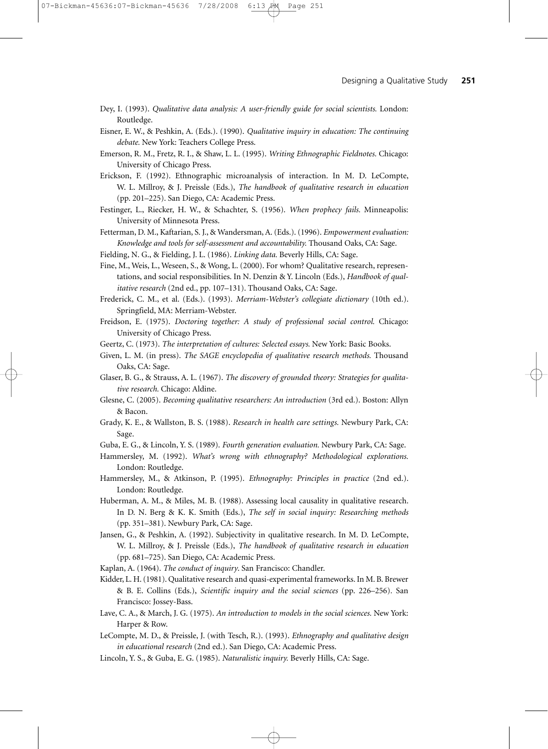Dey, I. (1993). *Qualitative data analysis: A user-friendly guide for social scientists.* London: Routledge.

Eisner, E. W., & Peshkin, A. (Eds.). (1990). *Qualitative inquiry in education: The continuing debate.* New York: Teachers College Press.

Emerson, R. M., Fretz, R. I., & Shaw, L. L. (1995). *Writing Ethnographic Fieldnotes.* Chicago: University of Chicago Press.

Erickson, F. (1992). Ethnographic microanalysis of interaction. In M. D. LeCompte, W. L. Millroy, & J. Preissle (Eds.), *The handbook of qualitative research in education* (pp. 201–225). San Diego, CA: Academic Press.

Festinger, L., Riecker, H. W., & Schachter, S. (1956). *When prophecy fails.* Minneapolis: University of Minnesota Press.

Fetterman, D. M., Kaftarian, S. J., & Wandersman, A. (Eds.). (1996). *Empowerment evaluation: Knowledge and tools for self-assessment and accountability.* Thousand Oaks, CA: Sage.

Fielding, N. G., & Fielding, J. L. (1986). *Linking data.* Beverly Hills, CA: Sage.

Fine, M., Weis, L., Weseen, S., & Wong, L. (2000). For whom? Qualitative research, representations, and social responsibilities. In N. Denzin & Y. Lincoln (Eds.), *Handbook of qualitative research* (2nd ed., pp. 107–131). Thousand Oaks, CA: Sage.

Frederick, C. M., et al. (Eds.). (1993). *Merriam-Webster's collegiate dictionary* (10th ed.). Springfield, MA: Merriam-Webster.

Freidson, E. (1975). *Doctoring together: A study of professional social control.* Chicago: University of Chicago Press.

Geertz, C. (1973). *The interpretation of cultures: Selected essays.* New York: Basic Books.

Given, L. M. (in press). *The SAGE encyclopedia of qualitative research methods.* Thousand Oaks, CA: Sage.

Glaser, B. G., & Strauss, A. L. (1967). *The discovery of grounded theory: Strategies for qualitative research.* Chicago: Aldine.

Glesne, C. (2005). *Becoming qualitative researchers: An introduction* (3rd ed.). Boston: Allyn & Bacon.

Grady, K. E., & Wallston, B. S. (1988). *Research in health care settings.* Newbury Park, CA: Sage.

Guba, E. G., & Lincoln, Y. S. (1989). *Fourth generation evaluation.* Newbury Park, CA: Sage.

Hammersley, M. (1992). *What's wrong with ethnography? Methodological explorations.* London: Routledge.

Hammersley, M., & Atkinson, P. (1995). *Ethnography: Principles in practice* (2nd ed.). London: Routledge.

Huberman, A. M., & Miles, M. B. (1988). Assessing local causality in qualitative research. In D. N. Berg & K. K. Smith (Eds.), *The self in social inquiry: Researching methods* (pp. 351–381). Newbury Park, CA: Sage.

Jansen, G., & Peshkin, A. (1992). Subjectivity in qualitative research. In M. D. LeCompte, W. L. Millroy, & J. Preissle (Eds.), *The handbook of qualitative research in education* (pp. 681–725). San Diego, CA: Academic Press.

Kaplan, A. (1964). *The conduct of inquiry.* San Francisco: Chandler.

Kidder, L. H. (1981). Qualitative research and quasi-experimental frameworks. In M. B. Brewer & B. E. Collins (Eds.), *Scientific inquiry and the social sciences* (pp. 226–256). San Francisco: Jossey-Bass.

Lave, C. A., & March, J. G. (1975). *An introduction to models in the social sciences.* New York: Harper & Row.

LeCompte, M. D., & Preissle, J. (with Tesch, R.). (1993). *Ethnography and qualitative design in educational research* (2nd ed.). San Diego, CA: Academic Press.

Lincoln, Y. S., & Guba, E. G. (1985). *Naturalistic inquiry.* Beverly Hills, CA: Sage.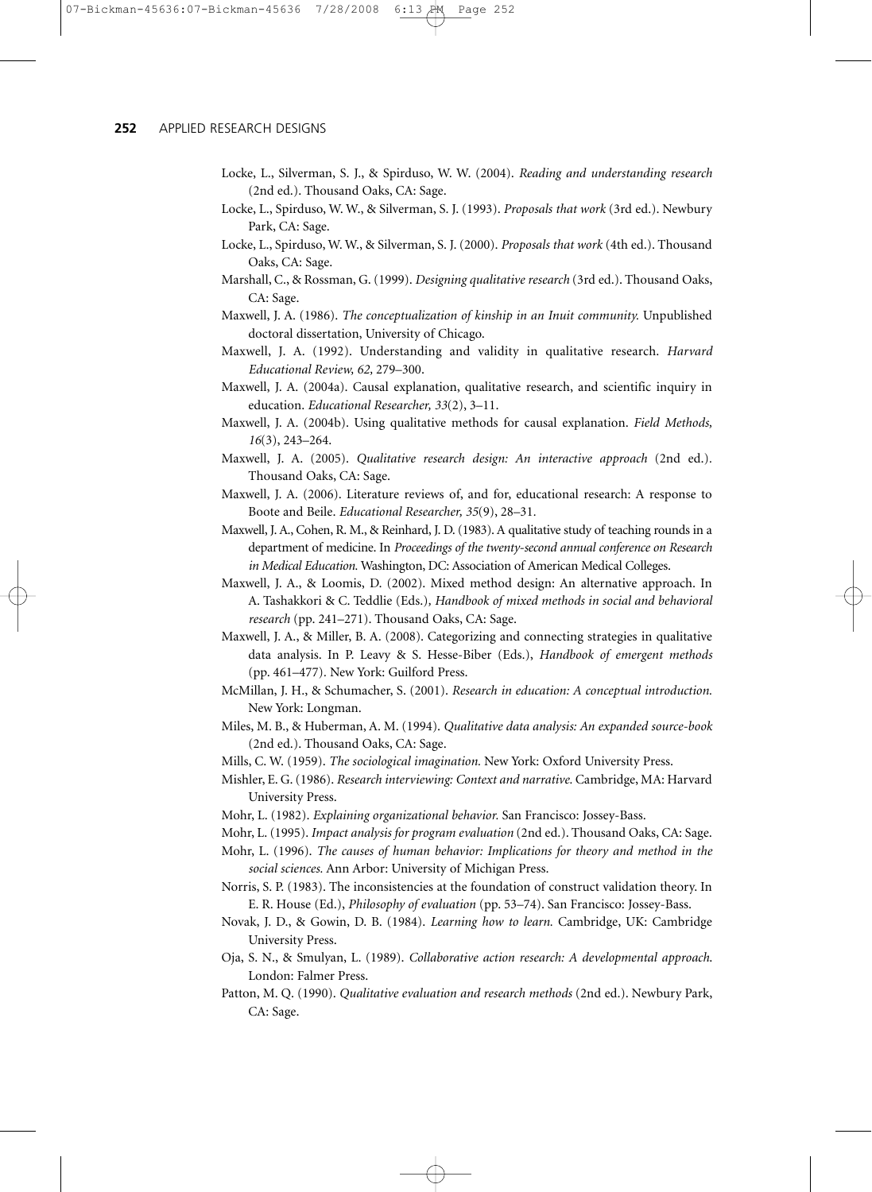Locke, L., Silverman, S. J., & Spirduso, W. W. (2004). *Reading and understanding research* (2nd ed.). Thousand Oaks, CA: Sage.

Locke, L., Spirduso, W. W., & Silverman, S. J. (1993). *Proposals that work* (3rd ed.). Newbury Park, CA: Sage.

Locke, L., Spirduso, W. W., & Silverman, S. J. (2000). *Proposals that work* (4th ed.). Thousand Oaks, CA: Sage.

Marshall, C., & Rossman, G. (1999). *Designing qualitative research* (3rd ed.). Thousand Oaks, CA: Sage.

Maxwell, J. A. (1986). *The conceptualization of kinship in an Inuit community.* Unpublished doctoral dissertation, University of Chicago.

Maxwell, J. A. (1992). Understanding and validity in qualitative research. *Harvard Educational Review, 62,* 279–300.

Maxwell, J. A. (2004a). Causal explanation, qualitative research, and scientific inquiry in education. *Educational Researcher, 33*(2), 3–11.

Maxwell, J. A. (2004b). Using qualitative methods for causal explanation. *Field Methods, 16*(3), 243–264.

Maxwell, J. A. (2005). *Qualitative research design: An interactive approach* (2nd ed.). Thousand Oaks, CA: Sage.

Maxwell, J. A. (2006). Literature reviews of, and for, educational research: A response to Boote and Beile. *Educational Researcher, 35*(9), 28–31.

Maxwell, J. A., Cohen, R. M., & Reinhard, J. D. (1983). A qualitative study of teaching rounds in a department of medicine. In *Proceedings of the twenty-second annual conference on Research in Medical Education.* Washington, DC: Association of American Medical Colleges.

Maxwell, J. A., & Loomis, D. (2002). Mixed method design: An alternative approach. In A. Tashakkori & C. Teddlie (Eds.), *Handbook of mixed methods in social and behavioral research* (pp. 241–271). Thousand Oaks, CA: Sage.

Maxwell, J. A., & Miller, B. A. (2008). Categorizing and connecting strategies in qualitative data analysis. In P. Leavy & S. Hesse-Biber (Eds.), *Handbook of emergent methods* (pp. 461–477). New York: Guilford Press.

McMillan, J. H., & Schumacher, S. (2001). *Research in education: A conceptual introduction.* New York: Longman.

Miles, M. B., & Huberman, A. M. (1994). *Qualitative data analysis: An expanded source-book* (2nd ed.). Thousand Oaks, CA: Sage.

Mills, C. W. (1959). *The sociological imagination.* New York: Oxford University Press.

Mishler, E. G. (1986). *Research interviewing: Context and narrative.* Cambridge, MA: Harvard University Press.

Mohr, L. (1982). *Explaining organizational behavior.* San Francisco: Jossey-Bass.

Mohr, L. (1995). *Impact analysis for program evaluation* (2nd ed.). Thousand Oaks, CA: Sage.

Mohr, L. (1996). *The causes of human behavior: Implications for theory and method in the social sciences.* Ann Arbor: University of Michigan Press.

Norris, S. P. (1983). The inconsistencies at the foundation of construct validation theory. In E. R. House (Ed.), *Philosophy of evaluation* (pp. 53–74). San Francisco: Jossey-Bass.

Novak, J. D., & Gowin, D. B. (1984). *Learning how to learn.* Cambridge, UK: Cambridge University Press.

Oja, S. N., & Smulyan, L. (1989). *Collaborative action research: A developmental approach.* London: Falmer Press.

Patton, M. Q. (1990). *Qualitative evaluation and research methods* (2nd ed.). Newbury Park, CA: Sage.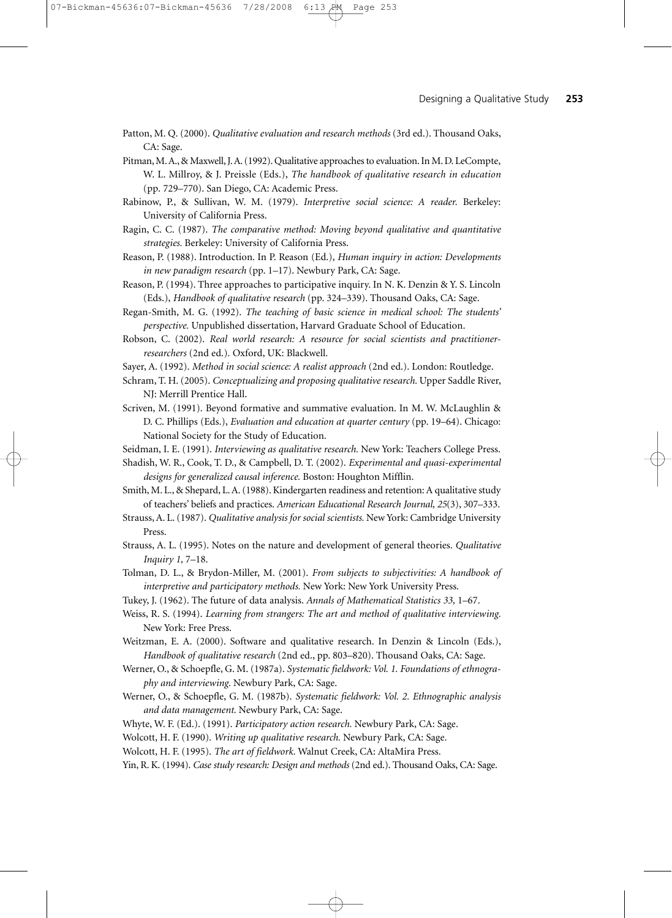Patton, M. Q. (2000). *Qualitative evaluation and research methods* (3rd ed.). Thousand Oaks, CA: Sage.

Pitman, M. A., & Maxwell, J. A. (1992). Qualitative approaches to evaluation. In M. D. LeCompte, W. L. Millroy, & J. Preissle (Eds.), *The handbook of qualitative research in education* (pp. 729–770). San Diego, CA: Academic Press.

Rabinow, P., & Sullivan, W. M. (1979). *Interpretive social science: A reader.* Berkeley: University of California Press.

Ragin, C. C. (1987). *The comparative method: Moving beyond qualitative and quantitative strategies.* Berkeley: University of California Press.

Reason, P. (1988). Introduction. In P. Reason (Ed.), *Human inquiry in action: Developments in new paradigm research* (pp. 1–17). Newbury Park, CA: Sage.

Reason, P. (1994). Three approaches to participative inquiry. In N. K. Denzin & Y. S. Lincoln (Eds.), *Handbook of qualitative research* (pp. 324–339). Thousand Oaks, CA: Sage.

Regan-Smith, M. G. (1992). *The teaching of basic science in medical school: The students' perspective.* Unpublished dissertation, Harvard Graduate School of Education.

Robson, C. (2002). *Real world research: A resource for social scientists and practitioner-researchers* (2nd ed.). Oxford, UK: Blackwell.

Sayer, A. (1992). *Method in social science: A realist approach* (2nd ed.). London: Routledge.

Schram, T. H. (2005). *Conceptualizing and proposing qualitative research.* Upper Saddle River, NJ: Merrill Prentice Hall.

Scriven, M. (1991). Beyond formative and summative evaluation. In M. W. McLaughlin & D. C. Phillips (Eds.), *Evaluation and education at quarter century* (pp. 19–64). Chicago: National Society for the Study of Education.

Seidman, I. E. (1991). *Interviewing as qualitative research.* New York: Teachers College Press.

Shadish, W. R., Cook, T. D., & Campbell, D. T. (2002). *Experimental and quasi-experimental designs for generalized causal inference.* Boston: Houghton Mifflin.

Smith, M. L., & Shepard, L. A. (1988). Kindergarten readiness and retention: A qualitative study of teachers' beliefs and practices. *American Educational Research Journal, 25*(3), 307–333.

Strauss, A. L. (1987). *Qualitative analysis for social scientists.* New York: Cambridge University Press.

Strauss, A. L. (1995). Notes on the nature and development of general theories. *Qualitative Inquiry 1*, 7–18.

Tolman, D. L., & Brydon-Miller, M. (2001). *From subjects to subjectivities: A handbook of interpretive and participatory methods.* New York: New York University Press.

Tukey, J. (1962). The future of data analysis. *Annals of Mathematical Statistics 33*, 1–67.

Weiss, R. S. (1994). *Learning from strangers: The art and method of qualitative interviewing.* New York: Free Press.

Weitzman, E. A. (2000). Software and qualitative research. In Denzin & Lincoln (Eds.), *Handbook of qualitative research* (2nd ed., pp. 803–820). Thousand Oaks, CA: Sage.

Werner, O., & Schoepfle, G. M. (1987a). *Systematic fieldwork: Vol. 1. Foundations of ethnography and interviewing.* Newbury Park, CA: Sage.

Werner, O., & Schoepfle, G. M. (1987b). *Systematic fieldwork: Vol. 2. Ethnographic analysis and data management.* Newbury Park, CA: Sage.

Whyte, W. F. (Ed.). (1991). *Participatory action research.* Newbury Park, CA: Sage.

Wolcott, H. F. (1990). *Writing up qualitative research.* Newbury Park, CA: Sage.

Wolcott, H. F. (1995). *The art of fieldwork.* Walnut Creek, CA: AltaMira Press.

Yin, R. K. (1994). *Case study research: Design and methods* (2nd ed.). Thousand Oaks, CA: Sage.